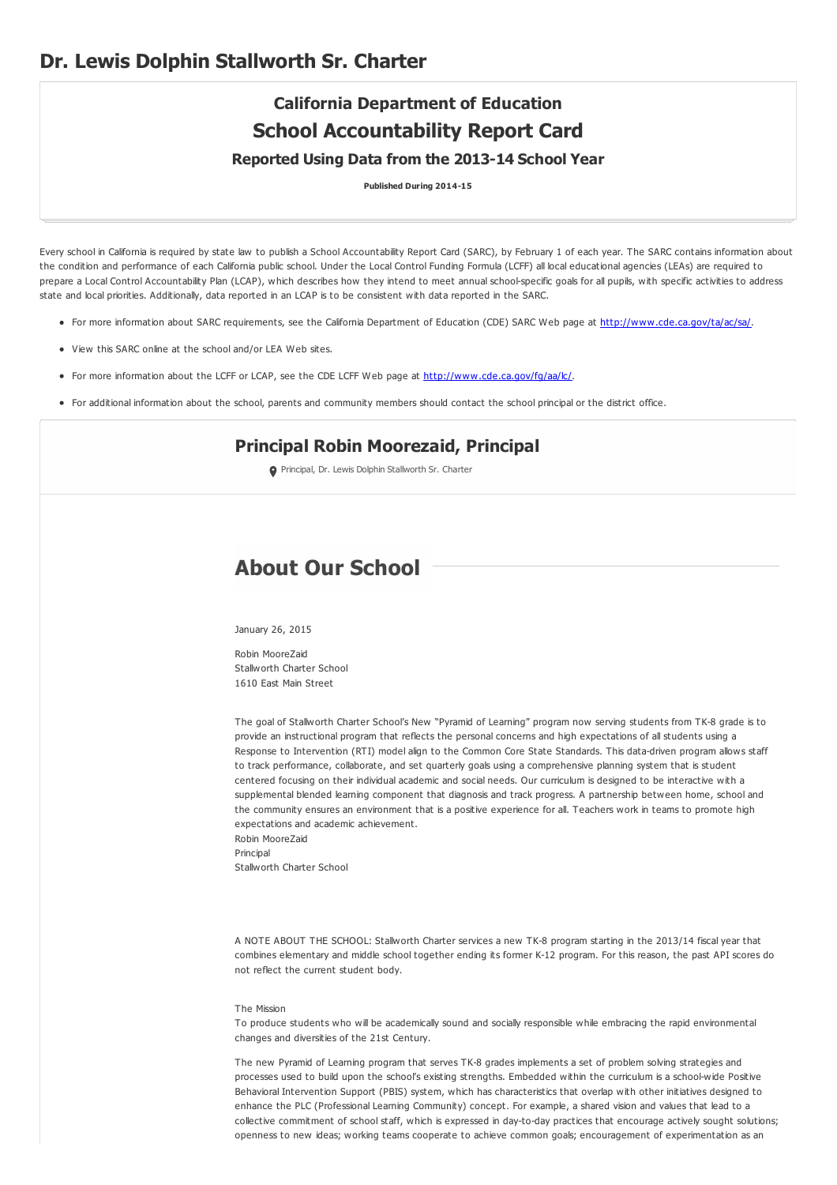# Dr. Lewis Dolphin Stallworth Sr. Charter

## California Department of Education

## School Accountability Report Card

### Reported Using Data from the 2013-14 School Year

**Published During 2014-15**

Every school in California is required by state law to publish a School Accountability Report Card (SARC), by February 1 of each year. The SARC contains information about the condition and performance of each California public school. Under the Local Control Funding Formula (LCFF) all local educational agencies (LEAs) are required to prepare a Local Control Accountability Plan (LCAP), which describes how they intend to meet annual school-specific goals for all pupils, with specific activities to address state and local priorities. Additionally, data reported in an LCAP is to be consistent with data reported in the SARC.

- For more information about SARC requirements, see the California Department of Education (CDE) SARC Web page at http://www.cde.ca.gov/ta/ac/sa/.
- View this SARC online at the school and/or LEA Web sites.
- For more information about the LCFF or LCAP, see the CDE LCFF Web page at http://www.cde.ca.gov/fg/aa/lc/.
- For additional information about the school, parents and community members should contact the school principal or the district office.

## Principal Robin Moorezaid, Principal

Principal, Dr. Lewis Dolphin Stallworth Sr. Charter

## About Our School

January 26, 2015

Robin MooreZaid
Stallworth Charter School
1610 East Main Street

The goal of Stallworth Charter School's New "Pyramid of Learning" program now serving students from TK-8 grade is to provide an instructional program that reflects the personal concerns and high expectations of all students using a Response to Intervention (RTI) model align to the Common Core State Standards. This data-driven program allows staff to track performance, collaborate, and set quarterly goals using a comprehensive planning system that is student centered focusing on their individual academic and social needs. Our curriculum is designed to be interactive with a supplemental blended learning component that diagnosis and track progress. A partnership between home, school and the community ensures an environment that is a positive experience for all. Teachers work in teams to promote high expectations and academic achievement.
Robin MooreZaid
Principal
Stallworth Charter School

A NOTE ABOUT THE SCHOOL: Stallworth Charter services a new TK-8 program starting in the 2013/14 fiscal year that combines elementary and middle school together ending its former K-12 program. For this reason, the past API scores do not reflect the current student body.

The Mission
To produce students who will be academically sound and socially responsible while embracing the rapid environmental changes and diversities of the 21st Century.

The new Pyramid of Learning program that serves TK-8 grades implements a set of problem solving strategies and processes used to build upon the school's existing strengths. Embedded within the curriculum is a school-wide Positive Behavioral Intervention Support (PBIS) system, which has characteristics that overlap with other initiatives designed to enhance the PLC (Professional Learning Community) concept. For example, a shared vision and values that lead to a collective commitment of school staff, which is expressed in day-to-day practices that encourage actively sought solutions; openness to new ideas; working teams cooperate to achieve common goals; encouragement of experimentation as an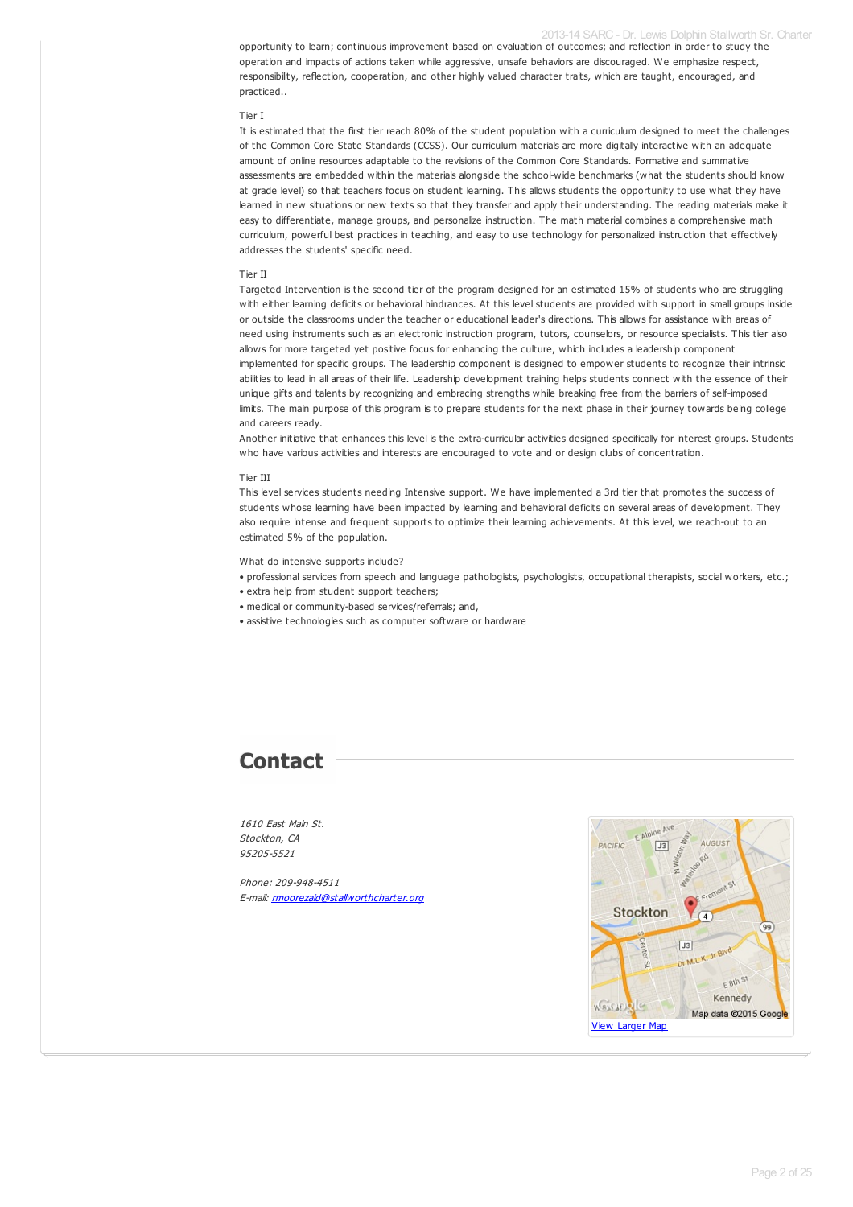opportunity to learn; continuous improvement based on evaluation of outcomes; and reflection in order to study the operation and impacts of actions taken while aggressive, unsafe behaviors are discouraged. We emphasize respect, responsibility, reflection, cooperation, and other highly valued character traits, which are taught, encouraged, and practiced..

Tier I

It is estimated that the first tier reach 80% of the student population with a curriculum designed to meet the challenges of the Common Core State Standards (CCSS). Our curriculum materials are more digitally interactive with an adequate amount of online resources adaptable to the revisions of the Common Core Standards. Formative and summative assessments are embedded within the materials alongside the school-wide benchmarks (what the students should know at grade level) so that teachers focus on student learning. This allows students the opportunity to use what they have learned in new situations or new texts so that they transfer and apply their understanding. The reading materials make it easy to differentiate, manage groups, and personalize instruction. The math material combines a comprehensive math curriculum, powerful best practices in teaching, and easy to use technology for personalized instruction that effectively addresses the students' specific need.

Tier II

Targeted Intervention is the second tier of the program designed for an estimated 15% of students who are struggling with either learning deficits or behavioral hindrances. At this level students are provided with support in small groups inside or outside the classrooms under the teacher or educational leader's directions. This allows for assistance with areas of need using instruments such as an electronic instruction program, tutors, counselors, or resource specialists. This tier also allows for more targeted yet positive focus for enhancing the culture, which includes a leadership component implemented for specific groups. The leadership component is designed to empower students to recognize their intrinsic abilities to lead in all areas of their life. Leadership development training helps students connect with the essence of their unique gifts and talents by recognizing and embracing strengths while breaking free from the barriers of self-imposed limits. The main purpose of this program is to prepare students for the next phase in their journey towards being college and careers ready.

Another initiative that enhances this level is the extra-curricular activities designed specifically for interest groups. Students who have various activities and interests are encouraged to vote and or design clubs of concentration.

Tier III

This level services students needing Intensive support. We have implemented a 3rd tier that promotes the success of students whose learning have been impacted by learning and behavioral deficits on several areas of development. They also require intense and frequent supports to optimize their learning achievements. At this level, we reach-out to an estimated 5% of the population.

What do intensive supports include?

- professional services from speech and language pathologists, psychologists, occupational therapists, social workers, etc.;
- extra help from student support teachers;
- medical or community-based services/referrals; and,
- assistive technologies such as computer software or hardware

## Contact

*1610 East Main St.*
*Stockton, CA*
*95205-5521*

*Phone: 209-948-4511*
*E-mail: rmoorezaid@stallworthcharter.org*

View Larger Map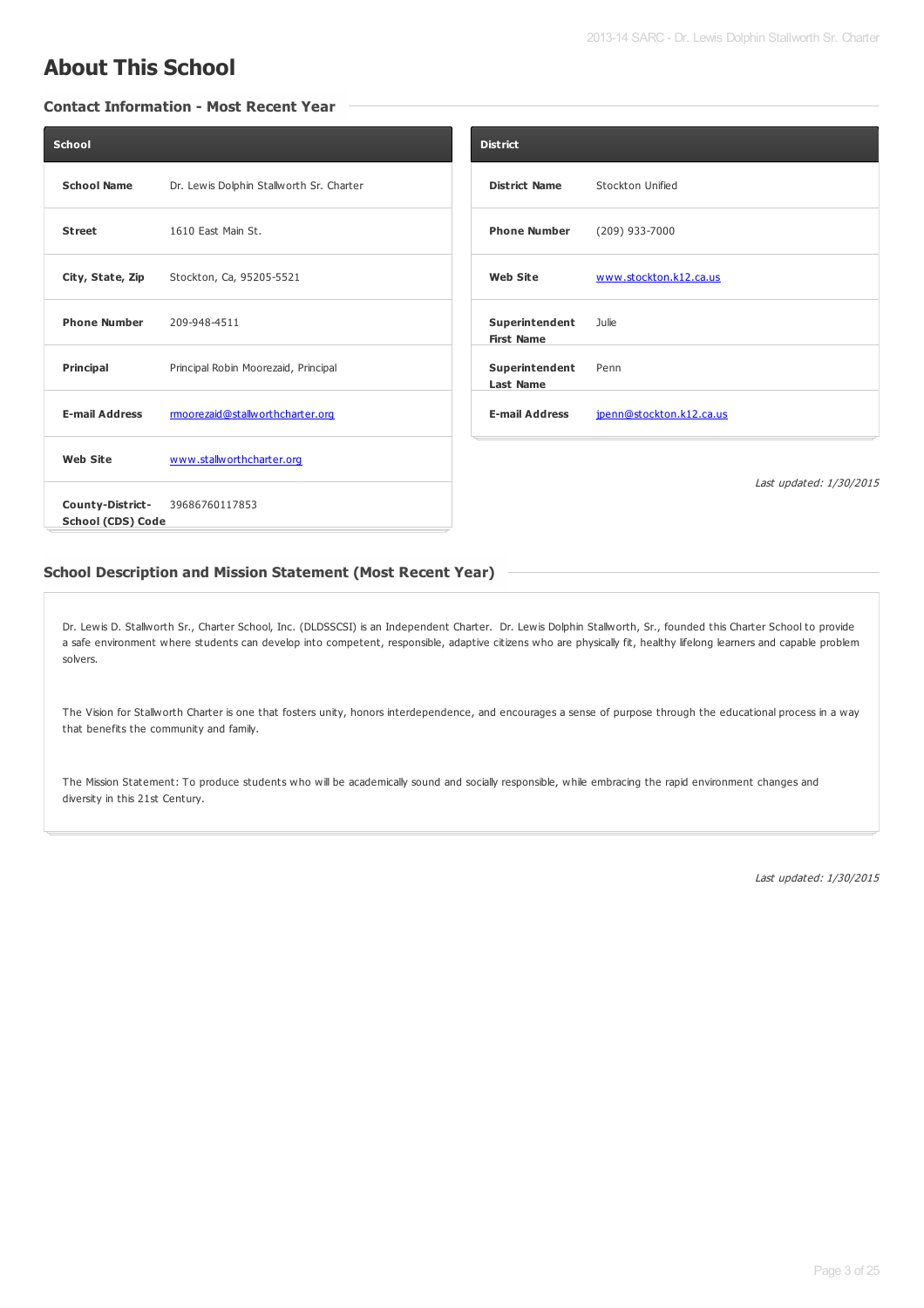# About This School

## Contact Information - Most Recent Year

| School | |
|---|---|
| **School Name** | Dr. Lewis Dolphin Stallworth Sr. Charter |
| **Street** | 1610 East Main St. |
| **City, State, Zip** | Stockton, Ca, 95205-5521 |
| **Phone Number** | 209-948-4511 |
| **Principal** | Principal Robin Moorezaid, Principal |
| **E-mail Address** | rmoorezaid@stallworthcharter.org |
| **Web Site** | www.stallworthcharter.org |
| **County-District-School (CDS) Code** | 39686760117853 |

| District | |
|---|---|
| **District Name** | Stockton Unified |
| **Phone Number** | (209) 933-7000 |
| **Web Site** | www.stockton.k12.ca.us |
| **Superintendent First Name** | Julie |
| **Superintendent Last Name** | Penn |
| **E-mail Address** | jpenn@stockton.k12.ca.us |

*Last updated: 1/30/2015*

## School Description and Mission Statement (Most Recent Year)

Dr. Lewis D. Stallworth Sr., Charter School, Inc. (DLDSSCSI) is an Independent Charter. Dr. Lewis Dolphin Stallworth, Sr., founded this Charter School to provide a safe environment where students can develop into competent, responsible, adaptive citizens who are physically fit, healthy lifelong learners and capable problem solvers.

The Vision for Stallworth Charter is one that fosters unity, honors interdependence, and encourages a sense of purpose through the educational process in a way that benefits the community and family.

The Mission Statement: To produce students who will be academically sound and socially responsible, while embracing the rapid environment changes and diversity in this 21st Century.

*Last updated: 1/30/2015*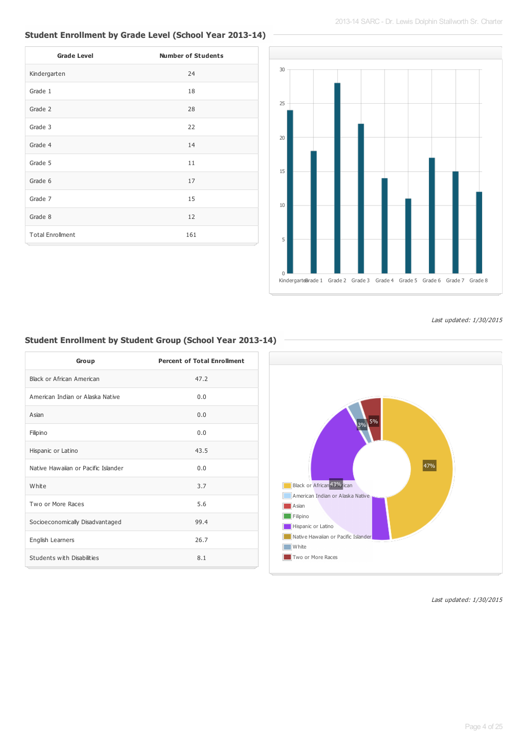## Student Enrollment by Grade Level (School Year 2013-14)

| Grade Level | Number of Students |
| --- | --- |
| Kindergarten | 24 |
| Grade 1 | 18 |
| Grade 2 | 28 |
| Grade 3 | 22 |
| Grade 4 | 14 |
| Grade 5 | 11 |
| Grade 6 | 17 |
| Grade 7 | 15 |
| Grade 8 | 12 |
| Total Enrollment | 161 |

*Last updated: 1/30/2015*

## Student Enrollment by Student Group (School Year 2013-14)

| Group | Percent of Total Enrollment |
| --- | --- |
| Black or African American | 47.2 |
| American Indian or Alaska Native | 0.0 |
| Asian | 0.0 |
| Filipino | 0.0 |
| Hispanic or Latino | 43.5 |
| Native Hawaiian or Pacific Islander | 0.0 |
| White | 3.7 |
| Two or More Races | 5.6 |
| Socioeconomically Disadvantaged | 99.4 |
| English Learners | 26.7 |
| Students with Disabilities | 8.1 |

*Last updated: 1/30/2015*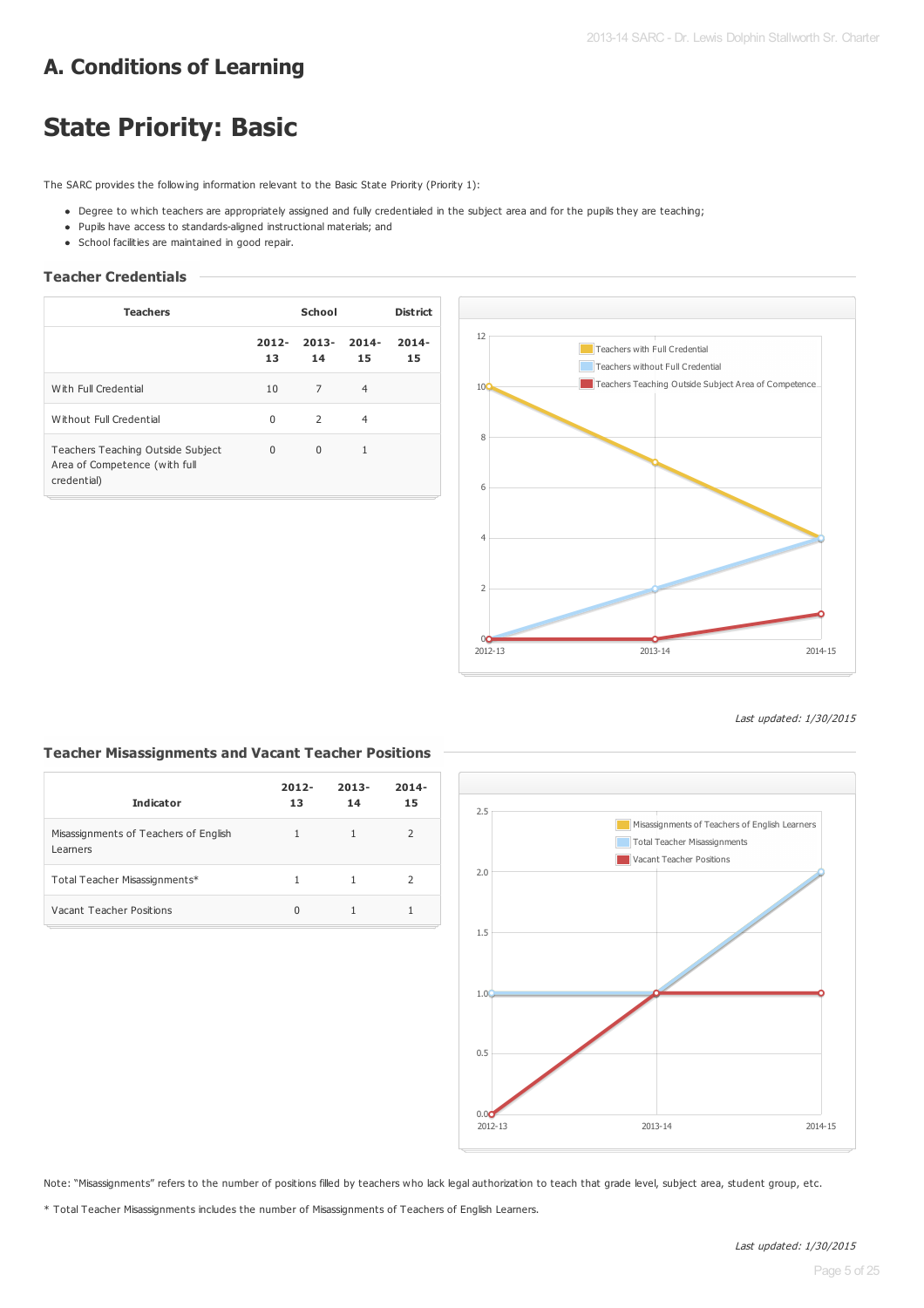# A. Conditions of Learning

# State Priority: Basic

The SARC provides the following information relevant to the Basic State Priority (Priority 1):

- Degree to which teachers are appropriately assigned and fully credentialed in the subject area and for the pupils they are teaching;
- Pupils have access to standards-aligned instructional materials; and
- School facilities are maintained in good repair.

### Teacher Credentials

| Teachers | School | | | District |
|---|---|---|---|---|
| | 2012-13 | 2013-14 | 2014-15 | 2014-15 |
| With Full Credential | 10 | 7 | 4 | |
| Without Full Credential | 0 | 2 | 4 | |
| Teachers Teaching Outside Subject Area of Competence (with full credential) | 0 | 0 | 1 | |

*Last updated: 1/30/2015*

### Teacher Misassignments and Vacant Teacher Positions

| Indicator | 2012-13 | 2013-14 | 2014-15 |
|---|---|---|---|
| Misassignments of Teachers of English Learners | 1 | 1 | 2 |
| Total Teacher Misassignments* | 1 | 1 | 2 |
| Vacant Teacher Positions | 0 | 1 | 1 |

Note: "Misassignments" refers to the number of positions filled by teachers who lack legal authorization to teach that grade level, subject area, student group, etc.

* Total Teacher Misassignments includes the number of Misassignments of Teachers of English Learners.

*Last updated: 1/30/2015*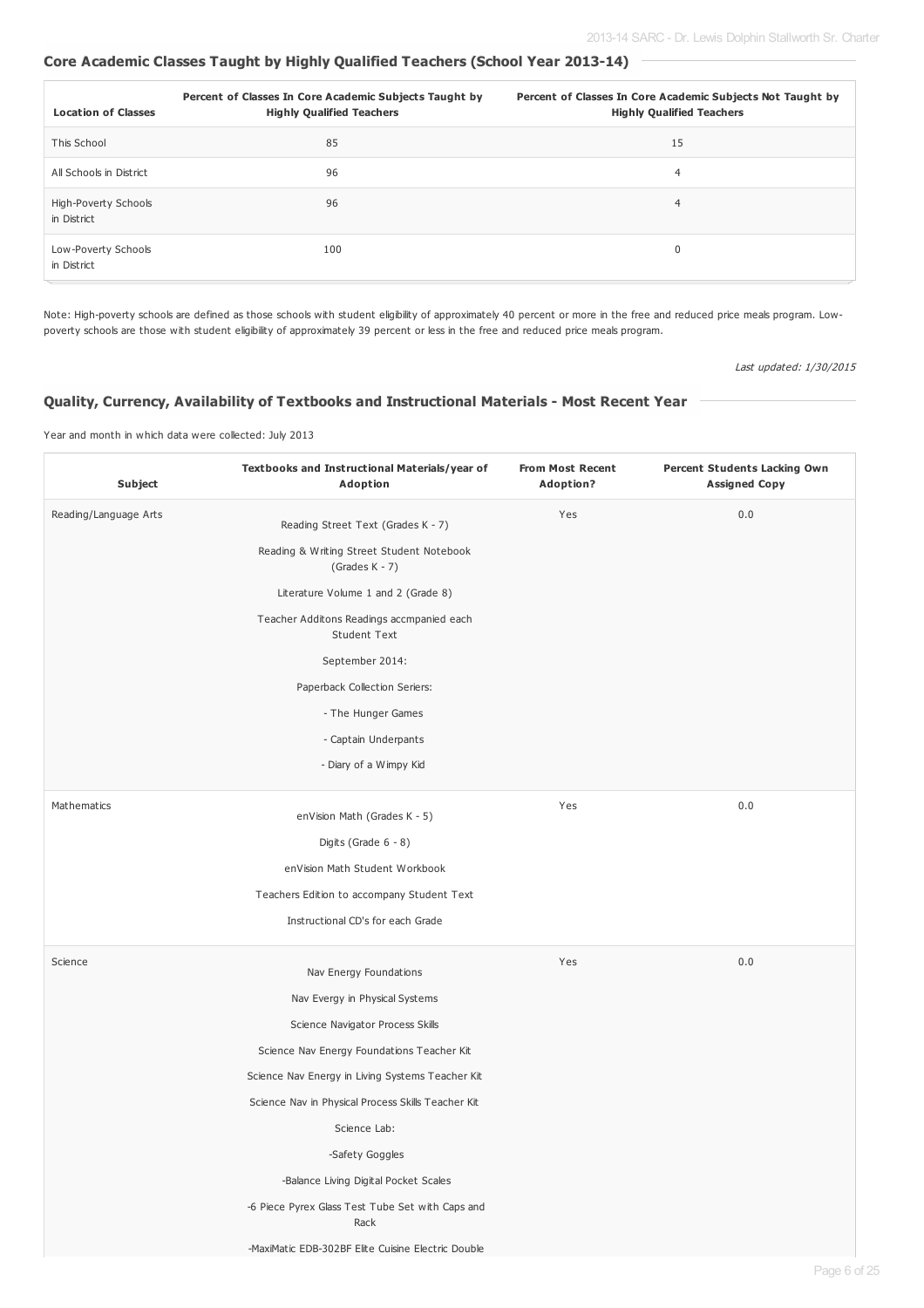## Core Academic Classes Taught by Highly Qualified Teachers (School Year 2013-14)

| Location of Classes | Percent of Classes In Core Academic Subjects Taught by Highly Qualified Teachers | Percent of Classes In Core Academic Subjects Not Taught by Highly Qualified Teachers |
|---|---|---|
| This School | 85 | 15 |
| All Schools in District | 96 | 4 |
| High-Poverty Schools in District | 96 | 4 |
| Low-Poverty Schools in District | 100 | 0 |

Note: High-poverty schools are defined as those schools with student eligibility of approximately 40 percent or more in the free and reduced price meals program. Low-poverty schools are those with student eligibility of approximately 39 percent or less in the free and reduced price meals program.

*Last updated: 1/30/2015*

## Quality, Currency, Availability of Textbooks and Instructional Materials - Most Recent Year

Year and month in which data were collected: July 2013

| Subject | Textbooks and Instructional Materials/year of Adoption | From Most Recent Adoption? | Percent Students Lacking Own Assigned Copy |
|---|---|---|---|
| Reading/Language Arts | Reading Street Text (Grades K - 7)<br>Reading & Writing Street Student Notebook (Grades K - 7)<br>Literature Volume 1 and 2 (Grade 8)<br>Teacher Additons Readings accmpanied each Student Text<br>September 2014:<br>Paperback Collection Seriers:<br>- The Hunger Games<br>- Captain Underpants<br>- Diary of a Wimpy Kid | Yes | 0.0 |
| Mathematics | enVision Math (Grades K - 5)<br>Digits (Grade 6 - 8)<br>enVision Math Student Workbook<br>Teachers Edition to accompany Student Text<br>Instructional CD's for each Grade | Yes | 0.0 |
| Science | Nav Energy Foundations<br>Nav Evergy in Physical Systems<br>Science Navigator Process Skills<br>Science Nav Energy Foundations Teacher Kit<br>Science Nav Energy in Living Systems Teacher Kit<br>Science Nav in Physical Process Skills Teacher Kit<br>Science Lab:<br>-Safety Goggles<br>-Balance Living Digital Pocket Scales<br>-6 Piece Pyrex Glass Test Tube Set with Caps and Rack<br>-MaxiMatic EDB-302BF Elite Cuisine Electric Double | Yes | 0.0 |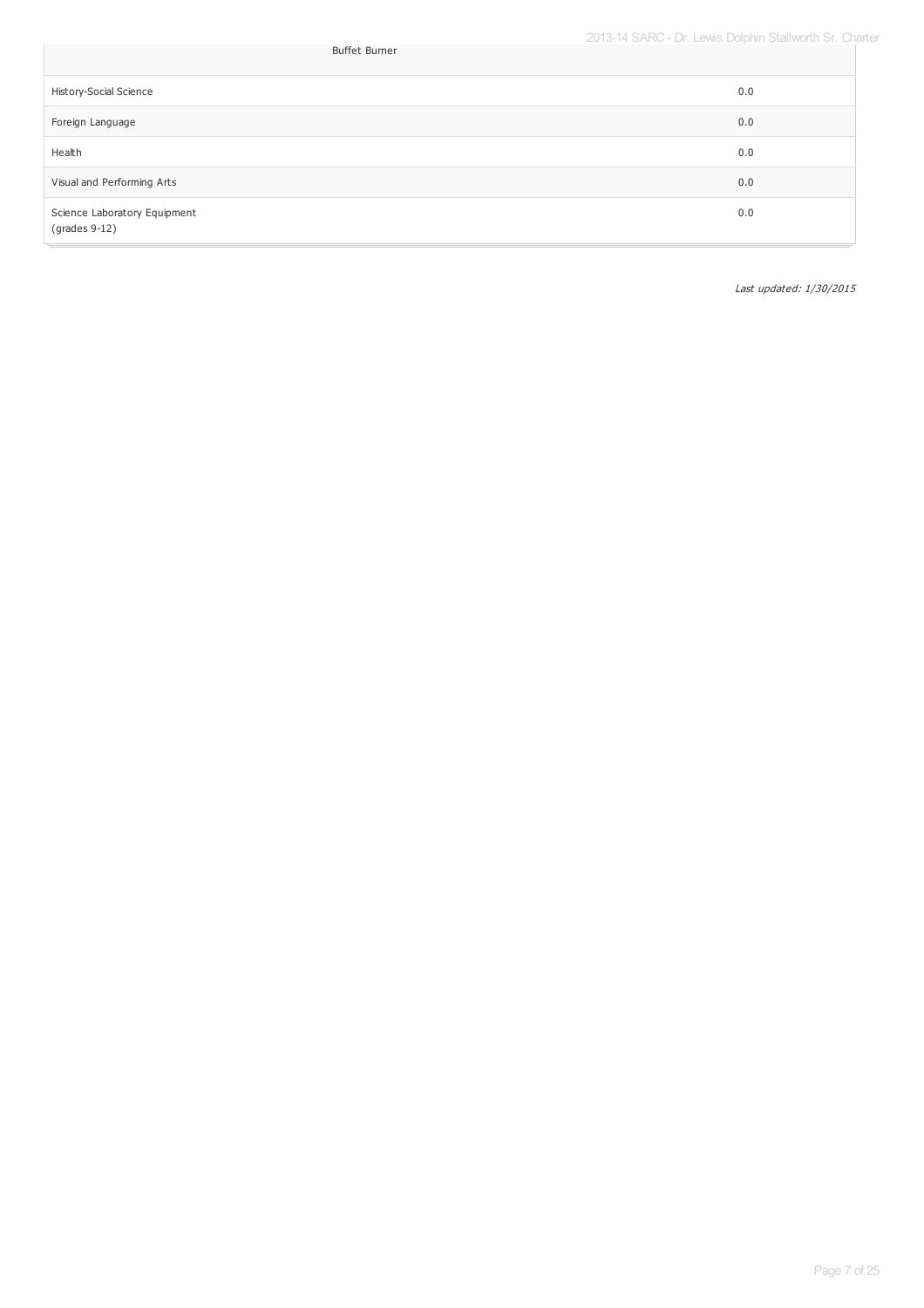| | |
|---|---|
| Buffet Burner | |
| History-Social Science | 0.0 |
| Foreign Language | 0.0 |
| Health | 0.0 |
| Visual and Performing Arts | 0.0 |
| Science Laboratory Equipment (grades 9-12) | 0.0 |

*Last updated: 1/30/2015*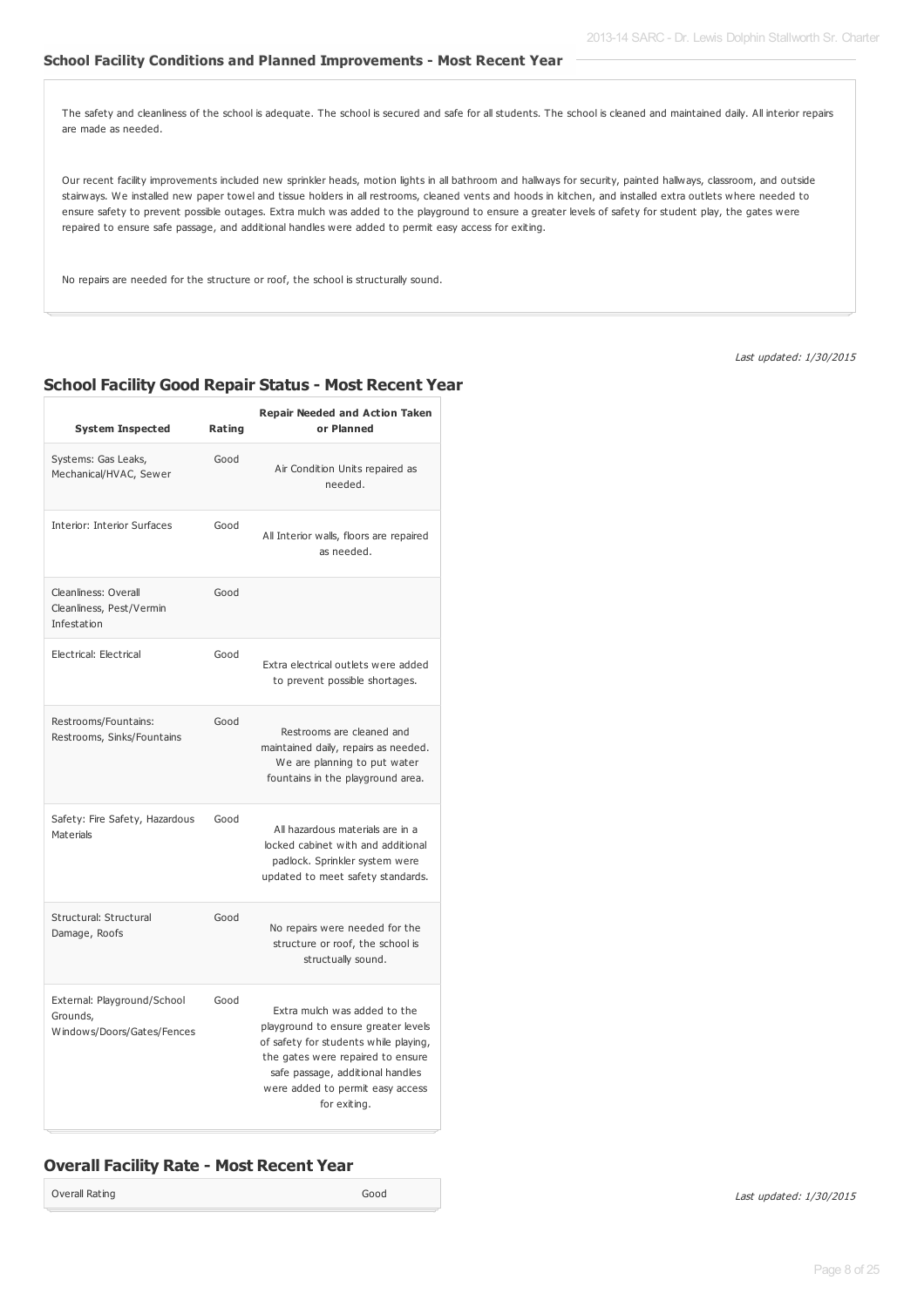### School Facility Conditions and Planned Improvements - Most Recent Year

The safety and cleanliness of the school is adequate. The school is secured and safe for all students. The school is cleaned and maintained daily. All interior repairs are made as needed.

Our recent facility improvements included new sprinkler heads, motion lights in all bathroom and hallways for security, painted hallways, classroom, and outside stairways. We installed new paper towel and tissue holders in all restrooms, cleaned vents and hoods in kitchen, and installed extra outlets where needed to ensure safety to prevent possible outages. Extra mulch was added to the playground to ensure a greater levels of safety for student play, the gates were repaired to ensure safe passage, and additional handles were added to permit easy access for exiting.

No repairs are needed for the structure or roof, the school is structurally sound.

*Last updated: 1/30/2015*

## School Facility Good Repair Status - Most Recent Year

| System Inspected | Rating | Repair Needed and Action Taken or Planned |
|---|---|---|
| Systems: Gas Leaks, Mechanical/HVAC, Sewer | Good | Air Condition Units repaired as needed. |
| Interior: Interior Surfaces | Good | All Interior walls, floors are repaired as needed. |
| Cleanliness: Overall Cleanliness, Pest/Vermin Infestation | Good | |
| Electrical: Electrical | Good | Extra electrical outlets were added to prevent possible shortages. |
| Restrooms/Fountains: Restrooms, Sinks/Fountains | Good | Restrooms are cleaned and maintained daily, repairs as needed. We are planning to put water fountains in the playground area. |
| Safety: Fire Safety, Hazardous Materials | Good | All hazardous materials are in a locked cabinet with and additional padlock. Sprinkler system were updated to meet safety standards. |
| Structural: Structural Damage, Roofs | Good | No repairs were needed for the structure or roof, the school is structurally sound. |
| External: Playground/School Grounds, Windows/Doors/Gates/Fences | Good | Extra mulch was added to the playground to ensure greater levels of safety for students while playing, the gates were repaired to ensure safe passage, additional handles were added to permit easy access for exiting. |

## Overall Facility Rate - Most Recent Year

| Overall Rating | Good |
|---|---|

*Last updated: 1/30/2015*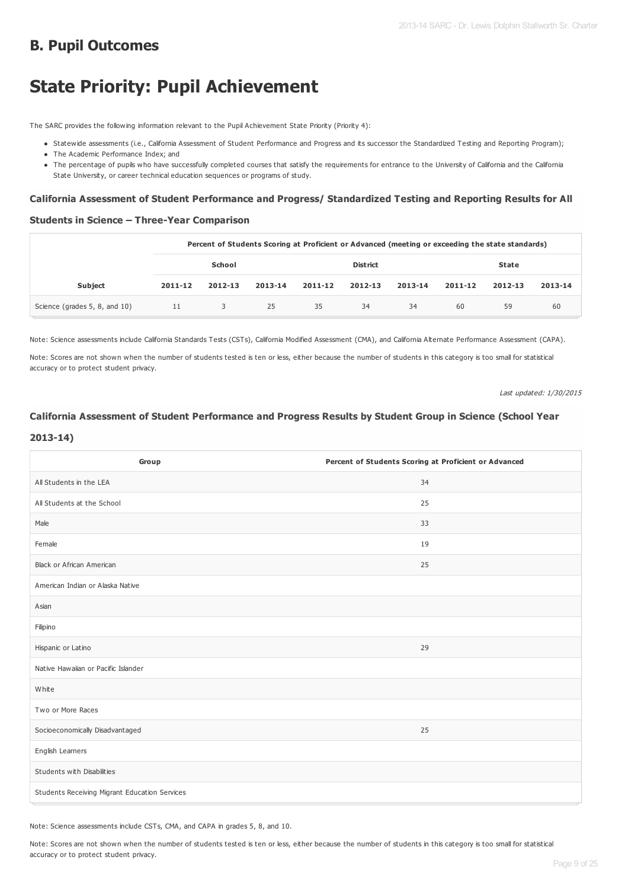## B. Pupil Outcomes

# State Priority: Pupil Achievement

The SARC provides the following information relevant to the Pupil Achievement State Priority (Priority 4):

- Statewide assessments (i.e., California Assessment of Student Performance and Progress and its successor the Standardized Testing and Reporting Program);
- The Academic Performance Index; and
- The percentage of pupils who have successfully completed courses that satisfy the requirements for entrance to the University of California and the California State University, or career technical education sequences or programs of study.

### California Assessment of Student Performance and Progress/ Standardized Testing and Reporting Results for All Students in Science – Three-Year Comparison

| | Percent of Students Scoring at Proficient or Advanced (meeting or exceeding the state standards) | | | | | | | | |
|---|---|---|---|---|---|---|---|---|---|
| | School | | | District | | | State | | |
| Subject | 2011-12 | 2012-13 | 2013-14 | 2011-12 | 2012-13 | 2013-14 | 2011-12 | 2012-13 | 2013-14 |
| Science (grades 5, 8, and 10) | 11 | 3 | 25 | 35 | 34 | 34 | 60 | 59 | 60 |

Note: Science assessments include California Standards Tests (CSTs), California Modified Assessment (CMA), and California Alternate Performance Assessment (CAPA).

Note: Scores are not shown when the number of students tested is ten or less, either because the number of students in this category is too small for statistical accuracy or to protect student privacy.

*Last updated: 1/30/2015*

### California Assessment of Student Performance and Progress Results by Student Group in Science (School Year 2013-14)

| Group | Percent of Students Scoring at Proficient or Advanced |
|---|---|
| All Students in the LEA | 34 |
| All Students at the School | 25 |
| Male | 33 |
| Female | 19 |
| Black or African American | 25 |
| American Indian or Alaska Native | |
| Asian | |
| Filipino | |
| Hispanic or Latino | 29 |
| Native Hawaiian or Pacific Islander | |
| White | |
| Two or More Races | |
| Socioeconomically Disadvantaged | 25 |
| English Learners | |
| Students with Disabilities | |
| Students Receiving Migrant Education Services | |

Note: Science assessments include CSTs, CMA, and CAPA in grades 5, 8, and 10.

Note: Scores are not shown when the number of students tested is ten or less, either because the number of students in this category is too small for statistical accuracy or to protect student privacy.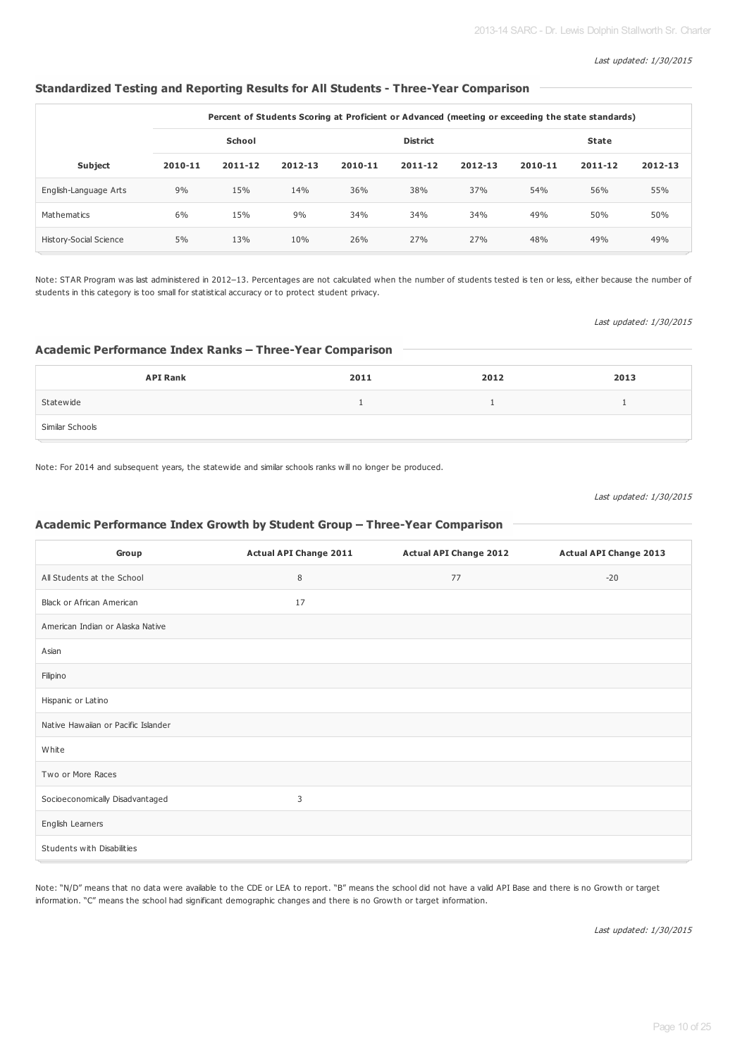*Last updated: 1/30/2015*

## Standardized Testing and Reporting Results for All Students - Three-Year Comparison

| | Percent of Students Scoring at Proficient or Advanced (meeting or exceeding the state standards) | | | | | | | | |
|---|---|---|---|---|---|---|---|---|---|
| | School | | | District | | | State | | |
| Subject | 2010-11 | 2011-12 | 2012-13 | 2010-11 | 2011-12 | 2012-13 | 2010-11 | 2011-12 | 2012-13 |
| English-Language Arts | 9% | 15% | 14% | 36% | 38% | 37% | 54% | 56% | 55% |
| Mathematics | 6% | 15% | 9% | 34% | 34% | 34% | 49% | 50% | 50% |
| History-Social Science | 5% | 13% | 10% | 26% | 27% | 27% | 48% | 49% | 49% |

Note: STAR Program was last administered in 2012–13. Percentages are not calculated when the number of students tested is ten or less, either because the number of students in this category is too small for statistical accuracy or to protect student privacy.

*Last updated: 1/30/2015*

## Academic Performance Index Ranks – Three-Year Comparison

| API Rank | 2011 | 2012 | 2013 |
|---|---|---|---|
| Statewide | 1 | 1 | 1 |
| Similar Schools | | | |

Note: For 2014 and subsequent years, the statewide and similar schools ranks will no longer be produced.

*Last updated: 1/30/2015*

## Academic Performance Index Growth by Student Group – Three-Year Comparison

| Group | Actual API Change 2011 | Actual API Change 2012 | Actual API Change 2013 |
|---|---|---|---|
| All Students at the School | 8 | 77 | -20 |
| Black or African American | 17 | | |
| American Indian or Alaska Native | | | |
| Asian | | | |
| Filipino | | | |
| Hispanic or Latino | | | |
| Native Hawaiian or Pacific Islander | | | |
| White | | | |
| Two or More Races | | | |
| Socioeconomically Disadvantaged | 3 | | |
| English Learners | | | |
| Students with Disabilities | | | |

Note: "N/D" means that no data were available to the CDE or LEA to report. "B" means the school did not have a valid API Base and there is no Growth or target information. "C" means the school had significant demographic changes and there is no Growth or target information.

*Last updated: 1/30/2015*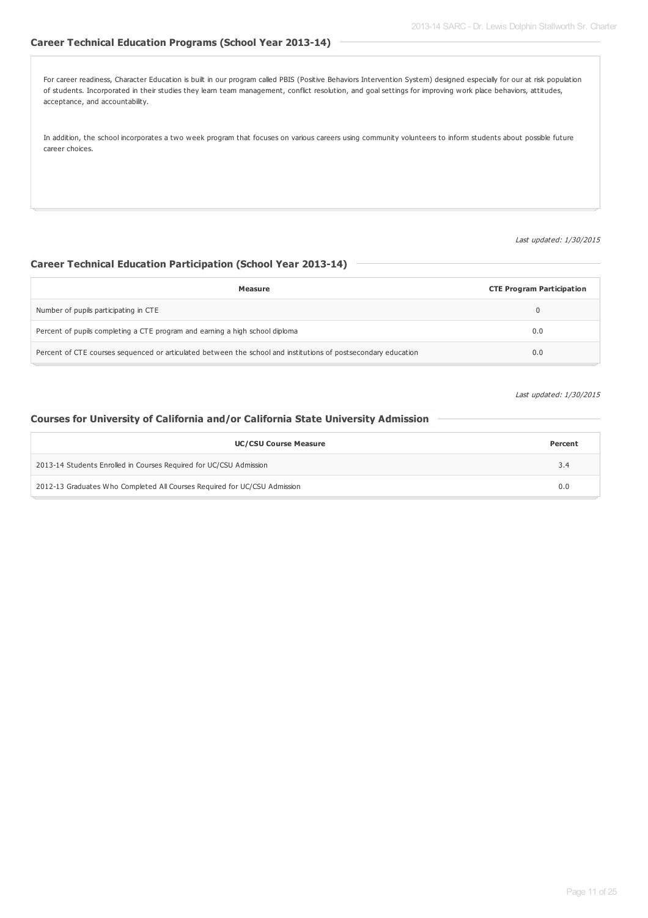## Career Technical Education Programs (School Year 2013-14)

For career readiness, Character Education is built in our program called PBIS (Positive Behaviors Intervention System) designed especially for our at risk population of students. Incorporated in their studies they learn team management, conflict resolution, and goal settings for improving work place behaviors, attitudes, acceptance, and accountability.

In addition, the school incorporates a two week program that focuses on various careers using community volunteers to inform students about possible future career choices.

*Last updated: 1/30/2015*

## Career Technical Education Participation (School Year 2013-14)

| Measure | CTE Program Participation |
| --- | --- |
| Number of pupils participating in CTE | 0 |
| Percent of pupils completing a CTE program and earning a high school diploma | 0.0 |
| Percent of CTE courses sequenced or articulated between the school and institutions of postsecondary education | 0.0 |

*Last updated: 1/30/2015*

## Courses for University of California and/or California State University Admission

| UC/CSU Course Measure | Percent |
| --- | --- |
| 2013-14 Students Enrolled in Courses Required for UC/CSU Admission | 3.4 |
| 2012-13 Graduates Who Completed All Courses Required for UC/CSU Admission | 0.0 |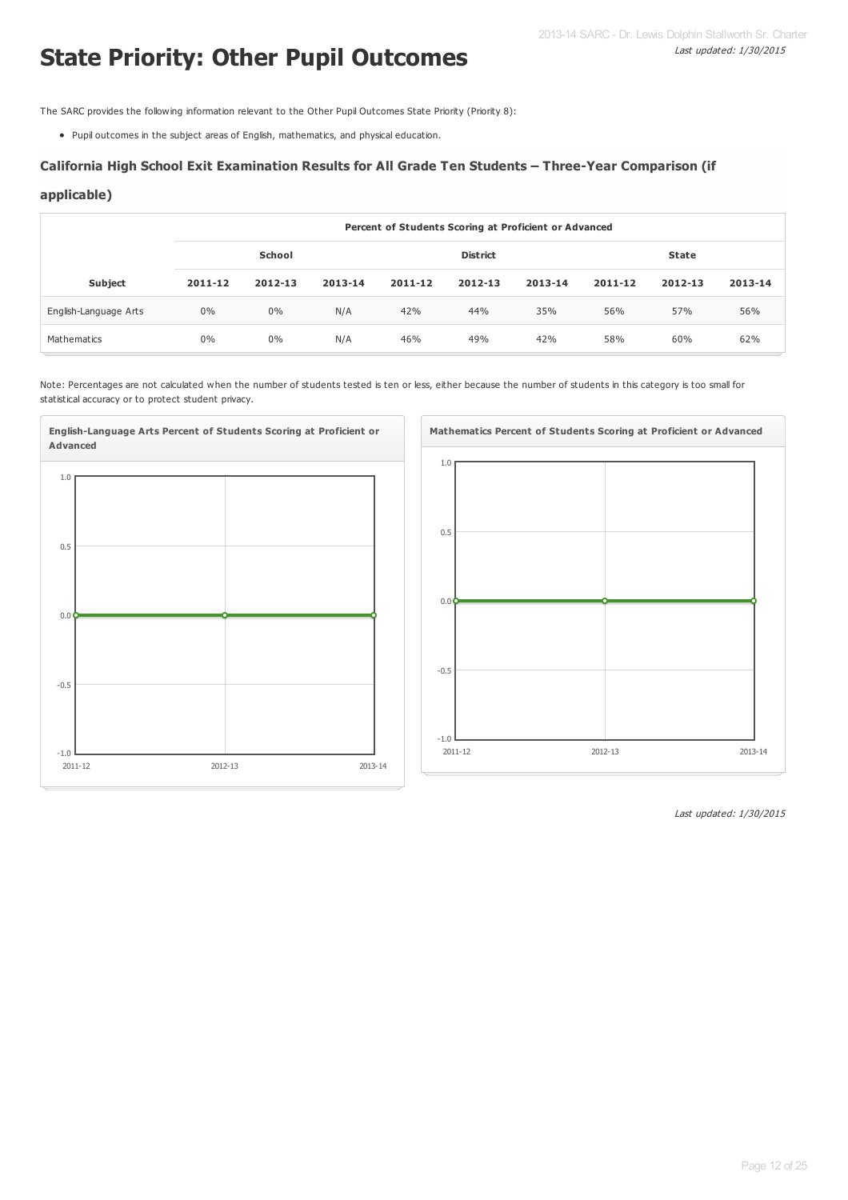# State Priority: Other Pupil Outcomes

*Last updated: 1/30/2015*

The SARC provides the following information relevant to the Other Pupil Outcomes State Priority (Priority 8):

- Pupil outcomes in the subject areas of English, mathematics, and physical education.

### California High School Exit Examination Results for All Grade Ten Students – Three-Year Comparison (if applicable)

| | Percent of Students Scoring at Proficient or Advanced | | | | | | | | |
|---|---|---|---|---|---|---|---|---|---|
| | School | | | District | | | State | | |
| Subject | 2011-12 | 2012-13 | 2013-14 | 2011-12 | 2012-13 | 2013-14 | 2011-12 | 2012-13 | 2013-14 |
| English-Language Arts | 0% | 0% | N/A | 42% | 44% | 35% | 56% | 57% | 56% |
| Mathematics | 0% | 0% | N/A | 46% | 49% | 42% | 58% | 60% | 62% |

Note: Percentages are not calculated when the number of students tested is ten or less, either because the number of students in this category is too small for statistical accuracy or to protect student privacy.

**English-Language Arts Percent of Students Scoring at Proficient or Advanced**

**Mathematics Percent of Students Scoring at Proficient or Advanced**

*Last updated: 1/30/2015*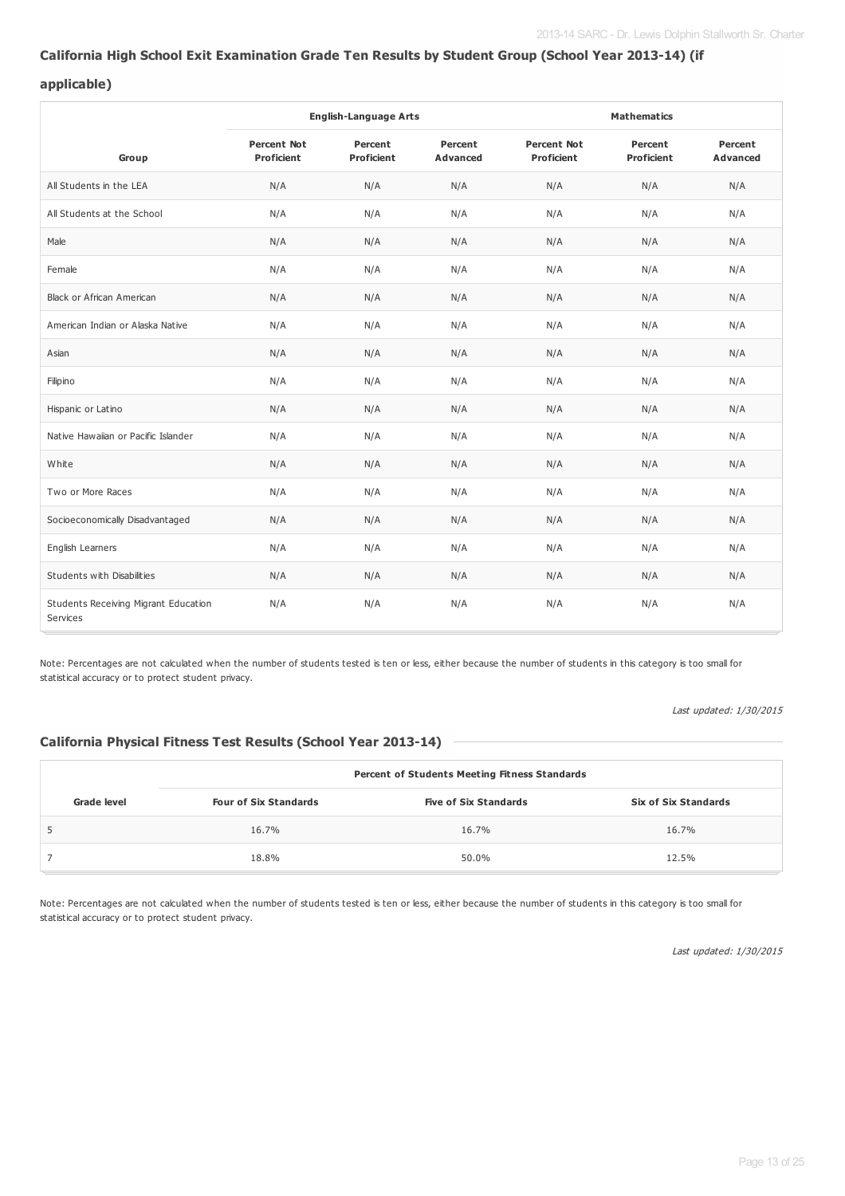## California High School Exit Examination Grade Ten Results by Student Group (School Year 2013-14) (if applicable)

| Group | English-Language Arts | | | Mathematics | | |
|---|---|---|---|---|---|---|
| | Percent Not Proficient | Percent Proficient | Percent Advanced | Percent Not Proficient | Percent Proficient | Percent Advanced |
| All Students in the LEA | N/A | N/A | N/A | N/A | N/A | N/A |
| All Students at the School | N/A | N/A | N/A | N/A | N/A | N/A |
| Male | N/A | N/A | N/A | N/A | N/A | N/A |
| Female | N/A | N/A | N/A | N/A | N/A | N/A |
| Black or African American | N/A | N/A | N/A | N/A | N/A | N/A |
| American Indian or Alaska Native | N/A | N/A | N/A | N/A | N/A | N/A |
| Asian | N/A | N/A | N/A | N/A | N/A | N/A |
| Filipino | N/A | N/A | N/A | N/A | N/A | N/A |
| Hispanic or Latino | N/A | N/A | N/A | N/A | N/A | N/A |
| Native Hawaiian or Pacific Islander | N/A | N/A | N/A | N/A | N/A | N/A |
| White | N/A | N/A | N/A | N/A | N/A | N/A |
| Two or More Races | N/A | N/A | N/A | N/A | N/A | N/A |
| Socioeconomically Disadvantaged | N/A | N/A | N/A | N/A | N/A | N/A |
| English Learners | N/A | N/A | N/A | N/A | N/A | N/A |
| Students with Disabilities | N/A | N/A | N/A | N/A | N/A | N/A |
| Students Receiving Migrant Education Services | N/A | N/A | N/A | N/A | N/A | N/A |

Note: Percentages are not calculated when the number of students tested is ten or less, either because the number of students in this category is too small for statistical accuracy or to protect student privacy.

*Last updated: 1/30/2015*

## California Physical Fitness Test Results (School Year 2013-14)

| Grade level | Percent of Students Meeting Fitness Standards | | |
|---|---|---|---|
| | Four of Six Standards | Five of Six Standards | Six of Six Standards |
| 5 | 16.7% | 16.7% | 16.7% |
| 7 | 18.8% | 50.0% | 12.5% |

Note: Percentages are not calculated when the number of students tested is ten or less, either because the number of students in this category is too small for statistical accuracy or to protect student privacy.

*Last updated: 1/30/2015*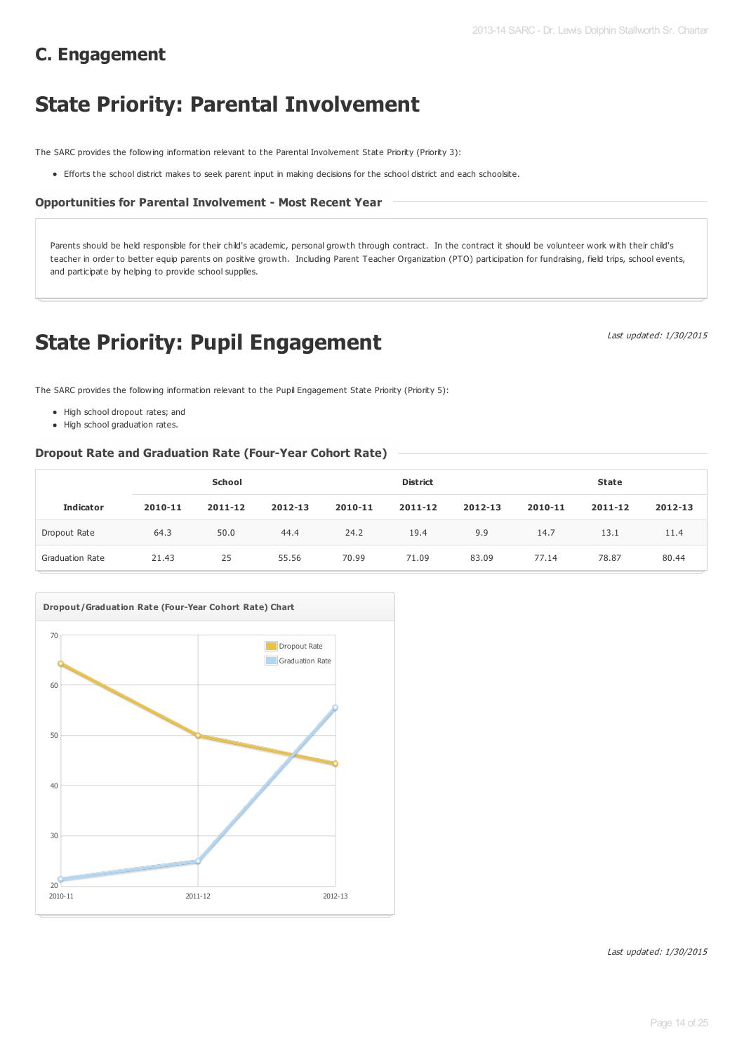## C. Engagement

# State Priority: Parental Involvement

The SARC provides the following information relevant to the Parental Involvement State Priority (Priority 3):

- Efforts the school district makes to seek parent input in making decisions for the school district and each schoolsite.

### Opportunities for Parental Involvement - Most Recent Year

Parents should be held responsible for their child's academic, personal growth through contract. In the contract it should be volunteer work with their child's teacher in order to better equip parents on positive growth. Including Parent Teacher Organization (PTO) participation for fundraising, field trips, school events, and participate by helping to provide school supplies.

# State Priority: Pupil Engagement

*Last updated: 1/30/2015*

The SARC provides the following information relevant to the Pupil Engagement State Priority (Priority 5):

- High school dropout rates; and
- High school graduation rates.

### Dropout Rate and Graduation Rate (Four-Year Cohort Rate)

| Indicator | School | | | District | | | State | | |
|---|---|---|---|---|---|---|---|---|---|
| | 2010-11 | 2011-12 | 2012-13 | 2010-11 | 2011-12 | 2012-13 | 2010-11 | 2011-12 | 2012-13 |
| Dropout Rate | 64.3 | 50.0 | 44.4 | 24.2 | 19.4 | 9.9 | 14.7 | 13.1 | 11.4 |
| Graduation Rate | 21.43 | 25 | 55.56 | 70.99 | 71.09 | 83.09 | 77.14 | 78.87 | 80.44 |

**Dropout/Graduation Rate (Four-Year Cohort Rate) Chart**

*Last updated: 1/30/2015*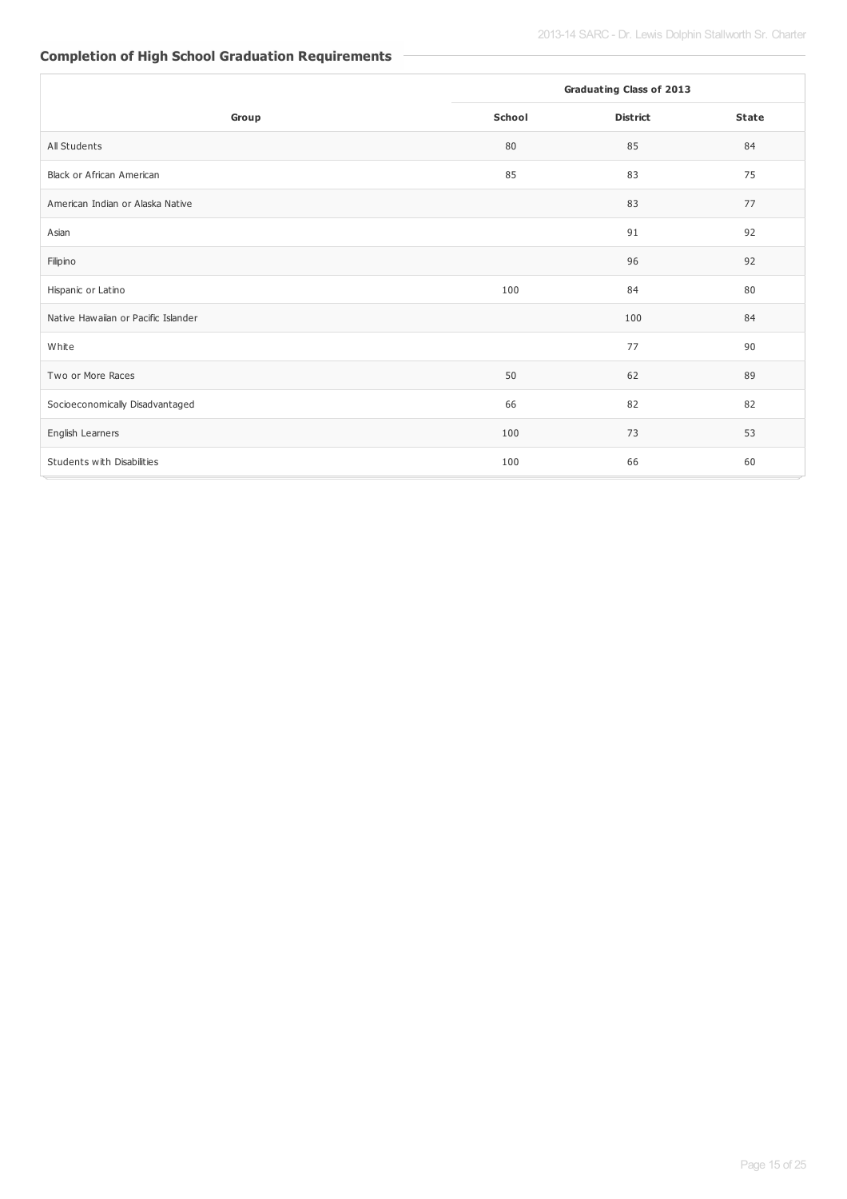## Completion of High School Graduation Requirements

| Group | Graduating Class of 2013 | | |
|---|---|---|---|
| | School | District | State |
| All Students | 80 | 85 | 84 |
| Black or African American | 85 | 83 | 75 |
| American Indian or Alaska Native | | 83 | 77 |
| Asian | | 91 | 92 |
| Filipino | | 96 | 92 |
| Hispanic or Latino | 100 | 84 | 80 |
| Native Hawaiian or Pacific Islander | | 100 | 84 |
| White | | 77 | 90 |
| Two or More Races | 50 | 62 | 89 |
| Socioeconomically Disadvantaged | 66 | 82 | 82 |
| English Learners | 100 | 73 | 53 |
| Students with Disabilities | 100 | 66 | 60 |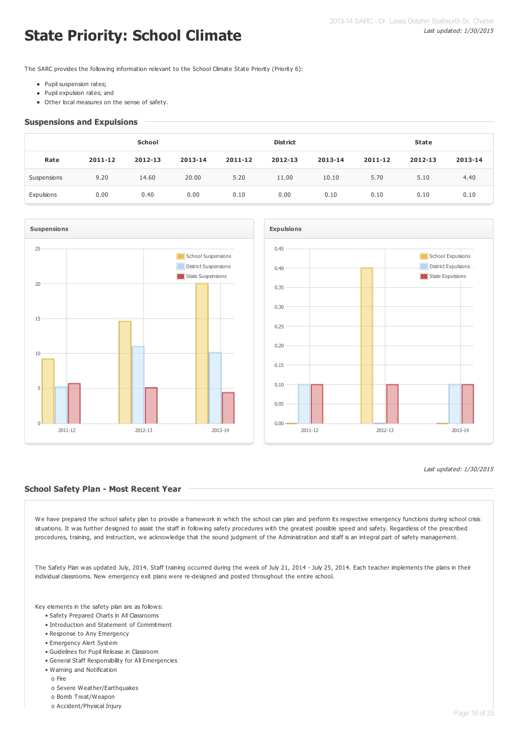# State Priority: School Climate

*Last updated: 1/30/2015*

The SARC provides the following information relevant to the School Climate State Priority (Priority 6):

- Pupil suspension rates;
- Pupil expulsion rates; and
- Other local measures on the sense of safety.

## Suspensions and Expulsions

| | School | | | District | | | State | | |
|---|---|---|---|---|---|---|---|---|---|
| **Rate** | **2011-12** | **2012-13** | **2013-14** | **2011-12** | **2012-13** | **2013-14** | **2011-12** | **2012-13** | **2013-14** |
| Suspensions | 9.20 | 14.60 | 20.00 | 5.20 | 11.00 | 10.10 | 5.70 | 5.10 | 4.40 |
| Expulsions | 0.00 | 0.40 | 0.00 | 0.10 | 0.00 | 0.10 | 0.10 | 0.10 | 0.10 |

*Last updated: 1/30/2015*

## School Safety Plan - Most Recent Year

We have prepared the school safety plan to provide a framework in which the school can plan and perform its respective emergency functions during school crisis situations. It was further designed to assist the staff in following safety procedures with the greatest possible speed and safety. Regardless of the prescribed procedures, training, and instruction, we acknowledge that the sound judgment of the Administration and staff is an integral part of safety management.

The Safety Plan was updated July, 2014. Staff training occurred during the week of July 21, 2014 - July 25, 2014. Each teacher implements the plans in their individual classrooms. New emergency exit plans were re-designed and posted throughout the entire school.

Key elements in the safety plan are as follows:

- Safety Prepared Charts in All Classrooms
- Introduction and Statement of Commitment
- Response to Any Emergency
- Emergency Alert System
- Guidelines for Pupil Release in Classroom
- General Staff Responsibility for All Emergencies
- Warning and Notification
  - Fire
  - Severe Weather/Earthquakes
  - Bomb Treat/Weapon
  - Accident/Physical Injury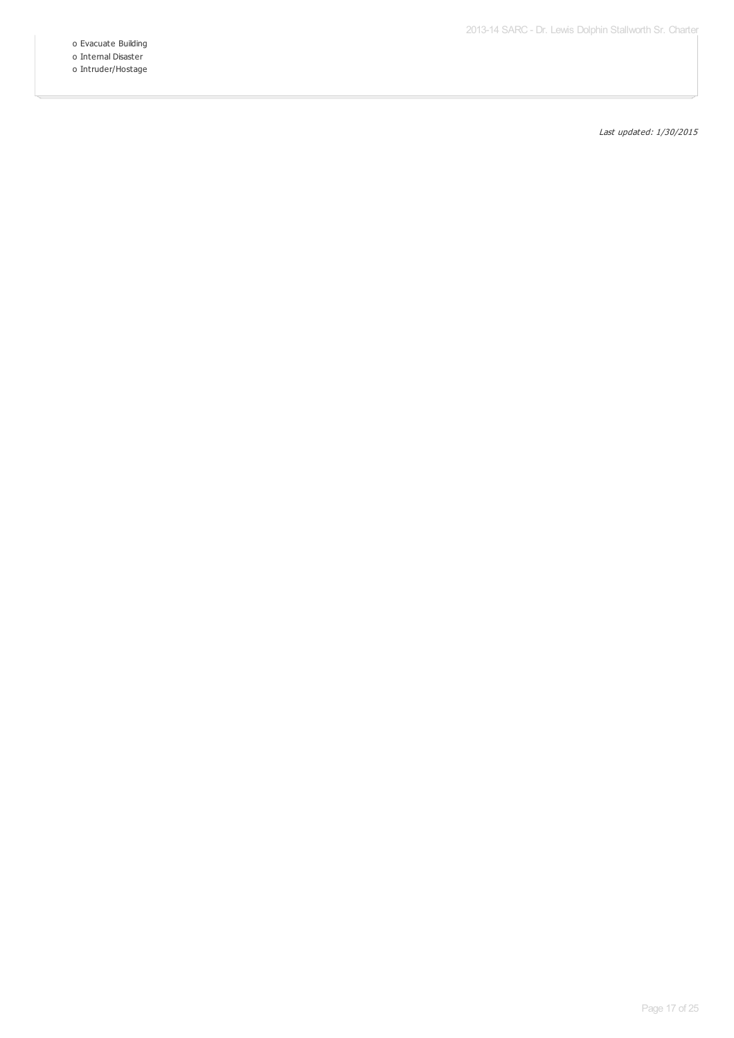- o Evacuate Building
- o Internal Disaster
- o Intruder/Hostage

*Last updated: 1/30/2015*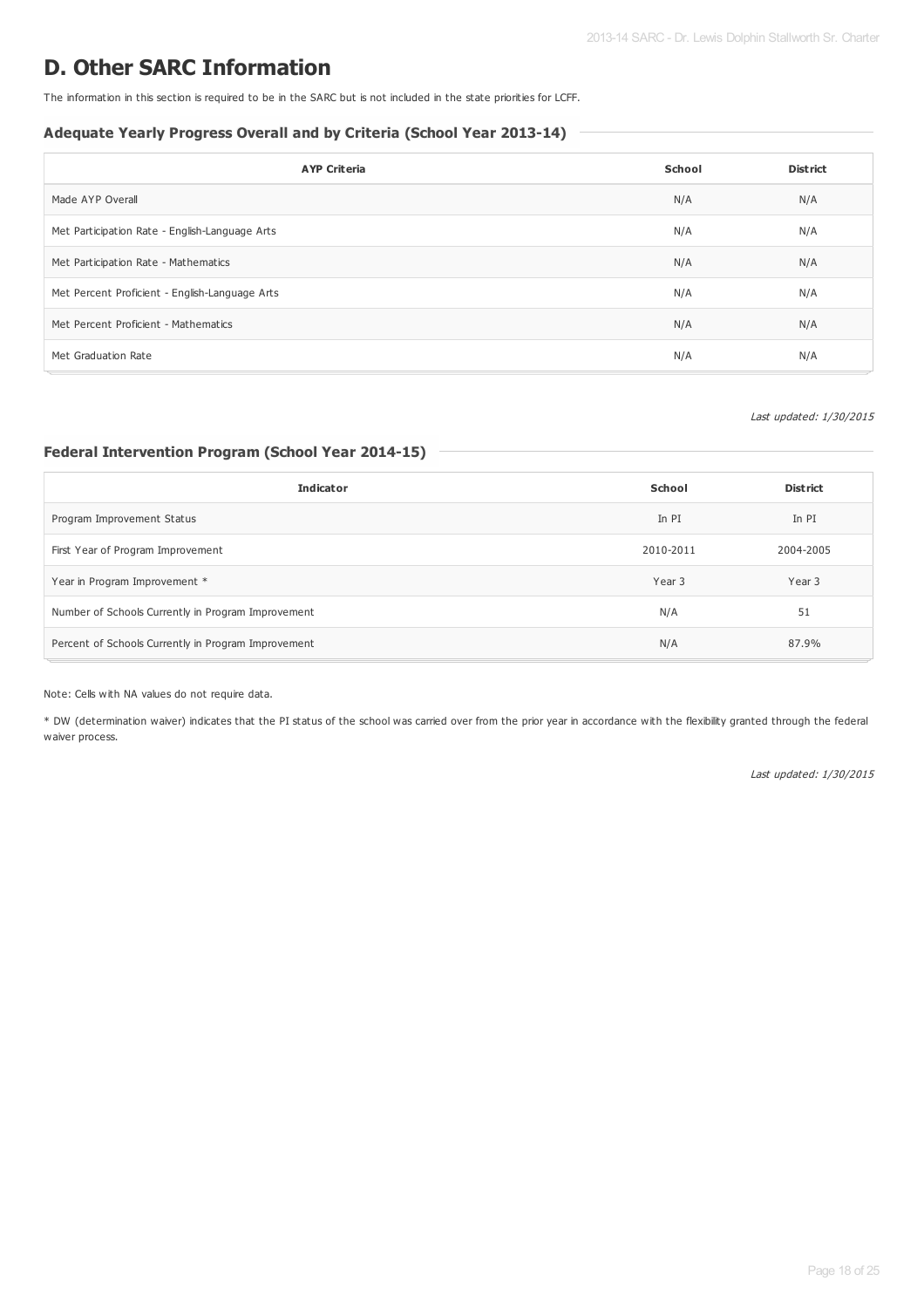# D. Other SARC Information

The information in this section is required to be in the SARC but is not included in the state priorities for LCFF.

### Adequate Yearly Progress Overall and by Criteria (School Year 2013-14)

| AYP Criteria | School | District |
|---|---|---|
| Made AYP Overall | N/A | N/A |
| Met Participation Rate - English-Language Arts | N/A | N/A |
| Met Participation Rate - Mathematics | N/A | N/A |
| Met Percent Proficient - English-Language Arts | N/A | N/A |
| Met Percent Proficient - Mathematics | N/A | N/A |
| Met Graduation Rate | N/A | N/A |

*Last updated: 1/30/2015*

### Federal Intervention Program (School Year 2014-15)

| Indicator | School | District |
|---|---|---|
| Program Improvement Status | In PI | In PI |
| First Year of Program Improvement | 2010-2011 | 2004-2005 |
| Year in Program Improvement * | Year 3 | Year 3 |
| Number of Schools Currently in Program Improvement | N/A | 51 |
| Percent of Schools Currently in Program Improvement | N/A | 87.9% |

Note: Cells with NA values do not require data.

* DW (determination waiver) indicates that the PI status of the school was carried over from the prior year in accordance with the flexibility granted through the federal waiver process.

*Last updated: 1/30/2015*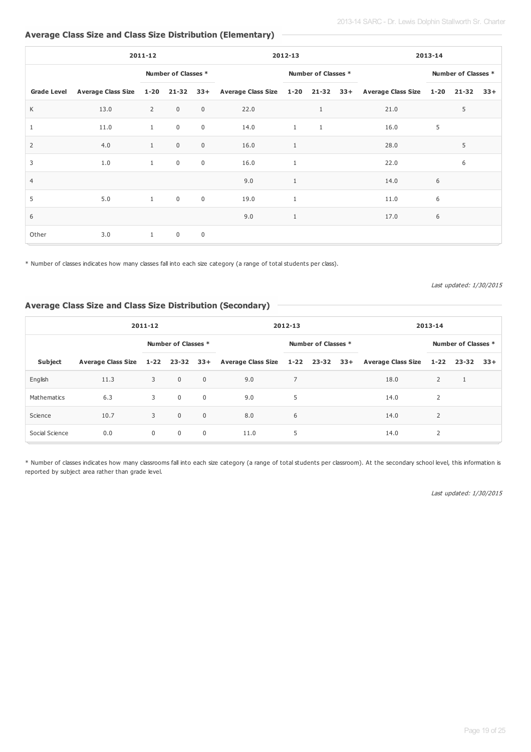## Average Class Size and Class Size Distribution (Elementary)

| | 2011-12 | | | | 2012-13 | | | | 2013-14 | | | |
|---|---|---|---|---|---|---|---|---|---|---|---|---|
| | | Number of Classes * | | | | Number of Classes * | | | | Number of Classes * | | |
| Grade Level | Average Class Size | 1-20 | 21-32 | 33+ | Average Class Size | 1-20 | 21-32 | 33+ | Average Class Size | 1-20 | 21-32 | 33+ |
| K | 13.0 | 2 | 0 | 0 | 22.0 | | 1 | | 21.0 | | 5 | |
| 1 | 11.0 | 1 | 0 | 0 | 14.0 | 1 | 1 | | 16.0 | 5 | | |
| 2 | 4.0 | 1 | 0 | 0 | 16.0 | 1 | | | 28.0 | | 5 | |
| 3 | 1.0 | 1 | 0 | 0 | 16.0 | 1 | | | 22.0 | | 6 | |
| 4 | | | | | 9.0 | 1 | | | 14.0 | 6 | | |
| 5 | 5.0 | 1 | 0 | 0 | 19.0 | 1 | | | 11.0 | 6 | | |
| 6 | | | | | 9.0 | 1 | | | 17.0 | 6 | | |
| Other | 3.0 | 1 | 0 | 0 | | | | | | | | |

* Number of classes indicates how many classes fall into each size category (a range of total students per class).

*Last updated: 1/30/2015*

## Average Class Size and Class Size Distribution (Secondary)

| | 2011-12 | | | | 2012-13 | | | | 2013-14 | | | |
|---|---|---|---|---|---|---|---|---|---|---|---|---|
| | | Number of Classes * | | | | Number of Classes * | | | | Number of Classes * | | |
| Subject | Average Class Size | 1-22 | 23-32 | 33+ | Average Class Size | 1-22 | 23-32 | 33+ | Average Class Size | 1-22 | 23-32 | 33+ |
| English | 11.3 | 3 | 0 | 0 | 9.0 | 7 | | | 18.0 | 2 | 1 | |
| Mathematics | 6.3 | 3 | 0 | 0 | 9.0 | 5 | | | 14.0 | 2 | | |
| Science | 10.7 | 3 | 0 | 0 | 8.0 | 6 | | | 14.0 | 2 | | |
| Social Science | 0.0 | 0 | 0 | 0 | 11.0 | 5 | | | 14.0 | 2 | | |

* Number of classes indicates how many classrooms fall into each size category (a range of total students per classroom). At the secondary school level, this information is reported by subject area rather than grade level.

*Last updated: 1/30/2015*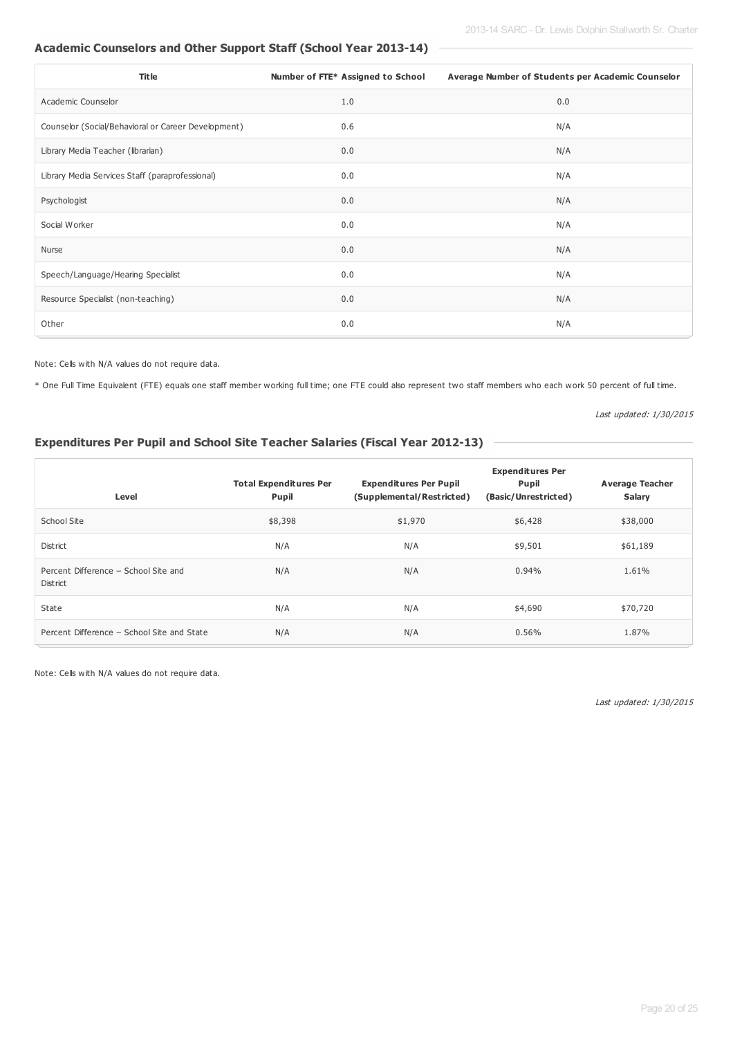## Academic Counselors and Other Support Staff (School Year 2013-14)

| Title | Number of FTE* Assigned to School | Average Number of Students per Academic Counselor |
|---|---|---|
| Academic Counselor | 1.0 | 0.0 |
| Counselor (Social/Behavioral or Career Development) | 0.6 | N/A |
| Library Media Teacher (librarian) | 0.0 | N/A |
| Library Media Services Staff (paraprofessional) | 0.0 | N/A |
| Psychologist | 0.0 | N/A |
| Social Worker | 0.0 | N/A |
| Nurse | 0.0 | N/A |
| Speech/Language/Hearing Specialist | 0.0 | N/A |
| Resource Specialist (non-teaching) | 0.0 | N/A |
| Other | 0.0 | N/A |

Note: Cells with N/A values do not require data.

* One Full Time Equivalent (FTE) equals one staff member working full time; one FTE could also represent two staff members who each work 50 percent of full time.

*Last updated: 1/30/2015*

## Expenditures Per Pupil and School Site Teacher Salaries (Fiscal Year 2012-13)

| Level | Total Expenditures Per Pupil | Expenditures Per Pupil (Supplemental/Restricted) | Expenditures Per Pupil (Basic/Unrestricted) | Average Teacher Salary |
|---|---|---|---|---|
| School Site | $8,398 | $1,970 | $6,428 | $38,000 |
| District | N/A | N/A | $9,501 | $61,189 |
| Percent Difference – School Site and District | N/A | N/A | 0.94% | 1.61% |
| State | N/A | N/A | $4,690 | $70,720 |
| Percent Difference – School Site and State | N/A | N/A | 0.56% | 1.87% |

Note: Cells with N/A values do not require data.

*Last updated: 1/30/2015*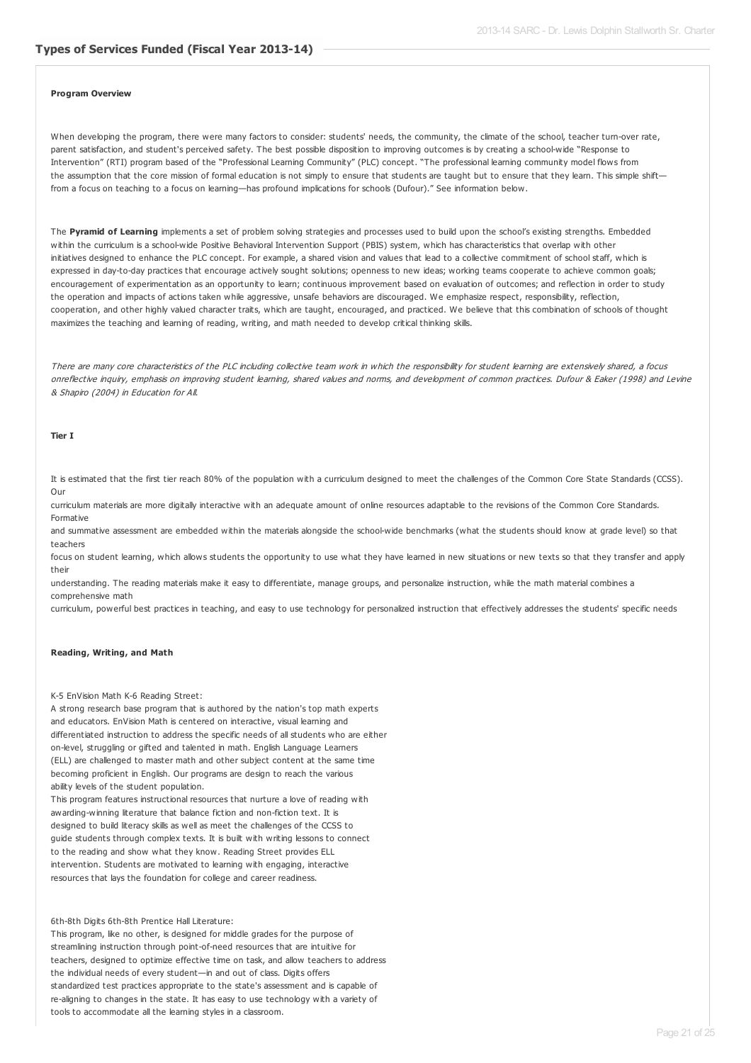## Types of Services Funded (Fiscal Year 2013-14)

**Program Overview**

When developing the program, there were many factors to consider: students' needs, the community, the climate of the school, teacher turn-over rate, parent satisfaction, and student's perceived safety. The best possible disposition to improving outcomes is by creating a school-wide "Response to Intervention" (RTI) program based of the "Professional Learning Community" (PLC) concept. "The professional learning community model flows from the assumption that the core mission of formal education is not simply to ensure that students are taught but to ensure that they learn. This simple shift—from a focus on teaching to a focus on learning—has profound implications for schools (Dufour)." See information below.

The **Pyramid of Learning** implements a set of problem solving strategies and processes used to build upon the school's existing strengths. Embedded within the curriculum is a school-wide Positive Behavioral Intervention Support (PBIS) system, which has characteristics that overlap with other initiatives designed to enhance the PLC concept. For example, a shared vision and values that lead to a collective commitment of school staff, which is expressed in day-to-day practices that encourage actively sought solutions; openness to new ideas; working teams cooperate to achieve common goals; encouragement of experimentation as an opportunity to learn; continuous improvement based on evaluation of outcomes; and reflection in order to study the operation and impacts of actions taken while aggressive, unsafe behaviors are discouraged. We emphasize respect, responsibility, reflection, cooperation, and other highly valued character traits, which are taught, encouraged, and practiced. We believe that this combination of schools of thought maximizes the teaching and learning of reading, writing, and math needed to develop critical thinking skills.

*There are many core characteristics of the PLC including collective team work in which the responsibility for student learning are extensively shared, a focus onreflective inquiry, emphasis on improving student learning, shared values and norms, and development of common practices. Dufour & Eaker (1998) and Levine & Shapiro (2004) in Education for All.*

**Tier I**

It is estimated that the first tier reach 80% of the population with a curriculum designed to meet the challenges of the Common Core State Standards (CCSS). Our curriculum materials are more digitally interactive with an adequate amount of online resources adaptable to the revisions of the Common Core Standards. Formative and summative assessment are embedded within the materials alongside the school-wide benchmarks (what the students should know at grade level) so that teachers focus on student learning, which allows students the opportunity to use what they have learned in new situations or new texts so that they transfer and apply their understanding. The reading materials make it easy to differentiate, manage groups, and personalize instruction, while the math material combines a comprehensive math curriculum, powerful best practices in teaching, and easy to use technology for personalized instruction that effectively addresses the students' specific needs

**Reading, Writing, and Math**

K-5 EnVision Math K-6 Reading Street:
A strong research base program that is authored by the nation's top math experts and educators. EnVision Math is centered on interactive, visual learning and differentiated instruction to address the specific needs of all students who are either on-level, struggling or gifted and talented in math. English Language Learners (ELL) are challenged to master math and other subject content at the same time becoming proficient in English. Our programs are design to reach the various ability levels of the student population.
This program features instructional resources that nurture a love of reading with awarding-winning literature that balance fiction and non-fiction text. It is designed to build literacy skills as well as meet the challenges of the CCSS to guide students through complex texts. It is built with writing lessons to connect to the reading and show what they know. Reading Street provides ELL intervention. Students are motivated to learning with engaging, interactive resources that lays the foundation for college and career readiness.

6th-8th Digits 6th-8th Prentice Hall Literature:
This program, like no other, is designed for middle grades for the purpose of streamlining instruction through point-of-need resources that are intuitive for teachers, designed to optimize effective time on task, and allow teachers to address the individual needs of every student—in and out of class. Digits offers standardized test practices appropriate to the state's assessment and is capable of re-aligning to changes in the state. It has easy to use technology with a variety of tools to accommodate all the learning styles in a classroom.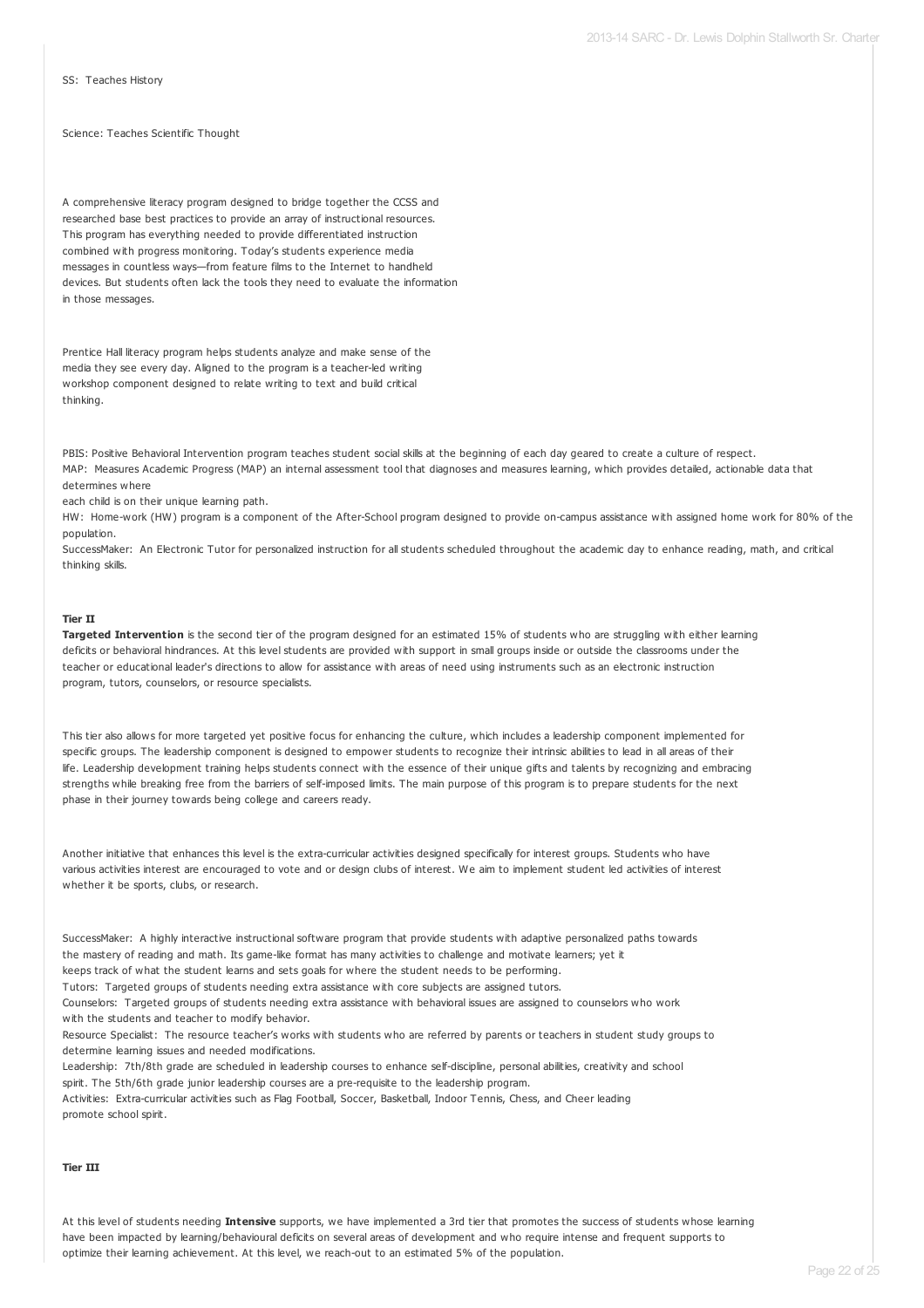SS: Teaches History

Science: Teaches Scientific Thought

A comprehensive literacy program designed to bridge together the CCSS and researched base best practices to provide an array of instructional resources. This program has everything needed to provide differentiated instruction combined with progress monitoring. Today's students experience media messages in countless ways—from feature films to the Internet to handheld devices. But students often lack the tools they need to evaluate the information in those messages.

Prentice Hall literacy program helps students analyze and make sense of the media they see every day. Aligned to the program is a teacher-led writing workshop component designed to relate writing to text and build critical thinking.

PBIS: Positive Behavioral Intervention program teaches student social skills at the beginning of each day geared to create a culture of respect.
MAP: Measures Academic Progress (MAP) an internal assessment tool that diagnoses and measures learning, which provides detailed, actionable data that determines where
each child is on their unique learning path.
HW: Home-work (HW) program is a component of the After-School program designed to provide on-campus assistance with assigned home work for 80% of the population.
SuccessMaker: An Electronic Tutor for personalized instruction for all students scheduled throughout the academic day to enhance reading, math, and critical thinking skills.

**Tier II**

**Targeted Intervention** is the second tier of the program designed for an estimated 15% of students who are struggling with either learning deficits or behavioral hindrances. At this level students are provided with support in small groups inside or outside the classrooms under the teacher or educational leader's directions to allow for assistance with areas of need using instruments such as an electronic instruction program, tutors, counselors, or resource specialists.

This tier also allows for more targeted yet positive focus for enhancing the culture, which includes a leadership component implemented for specific groups. The leadership component is designed to empower students to recognize their intrinsic abilities to lead in all areas of their life. Leadership development training helps students connect with the essence of their unique gifts and talents by recognizing and embracing strengths while breaking free from the barriers of self-imposed limits. The main purpose of this program is to prepare students for the next phase in their journey towards being college and careers ready.

Another initiative that enhances this level is the extra-curricular activities designed specifically for interest groups. Students who have various activities interest are encouraged to vote and or design clubs of interest. We aim to implement student led activities of interest whether it be sports, clubs, or research.

SuccessMaker: A highly interactive instructional software program that provide students with adaptive personalized paths towards the mastery of reading and math. Its game-like format has many activities to challenge and motivate learners; yet it keeps track of what the student learns and sets goals for where the student needs to be performing.
Tutors: Targeted groups of students needing extra assistance with core subjects are assigned tutors.
Counselors: Targeted groups of students needing extra assistance with behavioral issues are assigned to counselors who work with the students and teacher to modify behavior.
Resource Specialist: The resource teacher's works with students who are referred by parents or teachers in student study groups to determine learning issues and needed modifications.
Leadership: 7th/8th grade are scheduled in leadership courses to enhance self-discipline, personal abilities, creativity and school spirit. The 5th/6th grade junior leadership courses are a pre-requisite to the leadership program.
Activities: Extra-curricular activities such as Flag Football, Soccer, Basketball, Indoor Tennis, Chess, and Cheer leading promote school spirit.

**Tier III**

At this level of students needing **Intensive** supports, we have implemented a 3rd tier that promotes the success of students whose learning have been impacted by learning/behavioural deficits on several areas of development and who require intense and frequent supports to optimize their learning achievement. At this level, we reach-out to an estimated 5% of the population.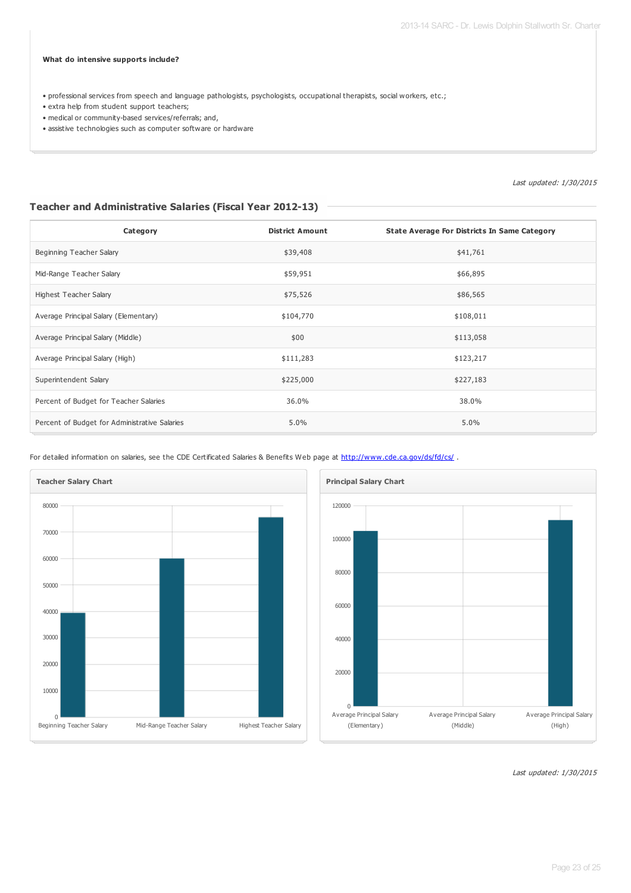**What do intensive supports include?**

- professional services from speech and language pathologists, psychologists, occupational therapists, social workers, etc.;
- extra help from student support teachers;
- medical or community-based services/referrals; and,
- assistive technologies such as computer software or hardware

*Last updated: 1/30/2015*

## Teacher and Administrative Salaries (Fiscal Year 2012-13)

| Category | District Amount | State Average For Districts In Same Category |
|---|---|---|
| Beginning Teacher Salary | $39,408 | $41,761 |
| Mid-Range Teacher Salary | $59,951 | $66,895 |
| Highest Teacher Salary | $75,526 | $86,565 |
| Average Principal Salary (Elementary) | $104,770 | $108,011 |
| Average Principal Salary (Middle) | $00 | $113,058 |
| Average Principal Salary (High) | $111,283 | $123,217 |
| Superintendent Salary | $225,000 | $227,183 |
| Percent of Budget for Teacher Salaries | 36.0% | 38.0% |
| Percent of Budget for Administrative Salaries | 5.0% | 5.0% |

For detailed information on salaries, see the CDE Certificated Salaries & Benefits Web page at http://www.cde.ca.gov/ds/fd/cs/ .

**Teacher Salary Chart**

**Principal Salary Chart**

*Last updated: 1/30/2015*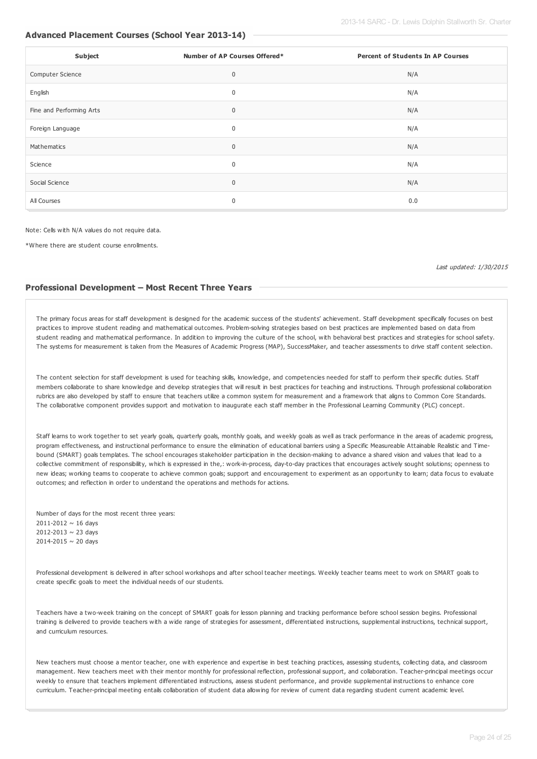## Advanced Placement Courses (School Year 2013-14)

| Subject | Number of AP Courses Offered* | Percent of Students In AP Courses |
|---|---|---|
| Computer Science | 0 | N/A |
| English | 0 | N/A |
| Fine and Performing Arts | 0 | N/A |
| Foreign Language | 0 | N/A |
| Mathematics | 0 | N/A |
| Science | 0 | N/A |
| Social Science | 0 | N/A |
| All Courses | 0 | 0.0 |

Note: Cells with N/A values do not require data.

*Where there are student course enrollments.

*Last updated: 1/30/2015*

## Professional Development – Most Recent Three Years

The primary focus areas for staff development is designed for the academic success of the students' achievement. Staff development specifically focuses on best practices to improve student reading and mathematical outcomes. Problem-solving strategies based on best practices are implemented based on data from student reading and mathematical performance. In addition to improving the culture of the school, with behavioral best practices and strategies for school safety. The systems for measurement is taken from the Measures of Academic Progress (MAP), SuccessMaker, and teacher assessments to drive staff content selection.

The content selection for staff development is used for teaching skills, knowledge, and competencies needed for staff to perform their specific duties. Staff members collaborate to share knowledge and develop strategies that will result in best practices for teaching and instructions. Through professional collaboration rubrics are also developed by staff to ensure that teachers utilize a common system for measurement and a framework that aligns to Common Core Standards. The collaborative component provides support and motivation to inaugurate each staff member in the Professional Learning Community (PLC) concept.

Staff learns to work together to set yearly goals, quarterly goals, monthly goals, and weekly goals as well as track performance in the areas of academic progress, program effectiveness, and instructional performance to ensure the elimination of educational barriers using a Specific Measureable Attainable Realistic and Time-bound (SMART) goals templates. The school encourages stakeholder participation in the decision-making to advance a shared vision and values that lead to a collective commitment of responsibility, which is expressed in the,: work-in-process, day-to-day practices that encourages actively sought solutions; openness to new ideas; working teams to cooperate to achieve common goals; support and encouragement to experiment as an opportunity to learn; data focus to evaluate outcomes; and reflection in order to understand the operations and methods for actions.

Number of days for the most recent three years:
2011-2012 ~ 16 days
2012-2013 ~ 23 days
2014-2015 ~ 20 days

Professional development is delivered in after school workshops and after school teacher meetings. Weekly teacher teams meet to work on SMART goals to create specific goals to meet the individual needs of our students.

Teachers have a two-week training on the concept of SMART goals for lesson planning and tracking performance before school session begins. Professional training is delivered to provide teachers with a wide range of strategies for assessment, differentiated instructions, supplemental instructions, technical support, and curriculum resources.

New teachers must choose a mentor teacher, one with experience and expertise in best teaching practices, assessing students, collecting data, and classroom management. New teachers meet with their mentor monthly for professional reflection, professional support, and collaboration. Teacher-principal meetings occur weekly to ensure that teachers implement differentiated instructions, assess student performance, and provide supplemental instructions to enhance core curriculum. Teacher-principal meeting entails collaboration of student data allowing for review of current data regarding student current academic level.